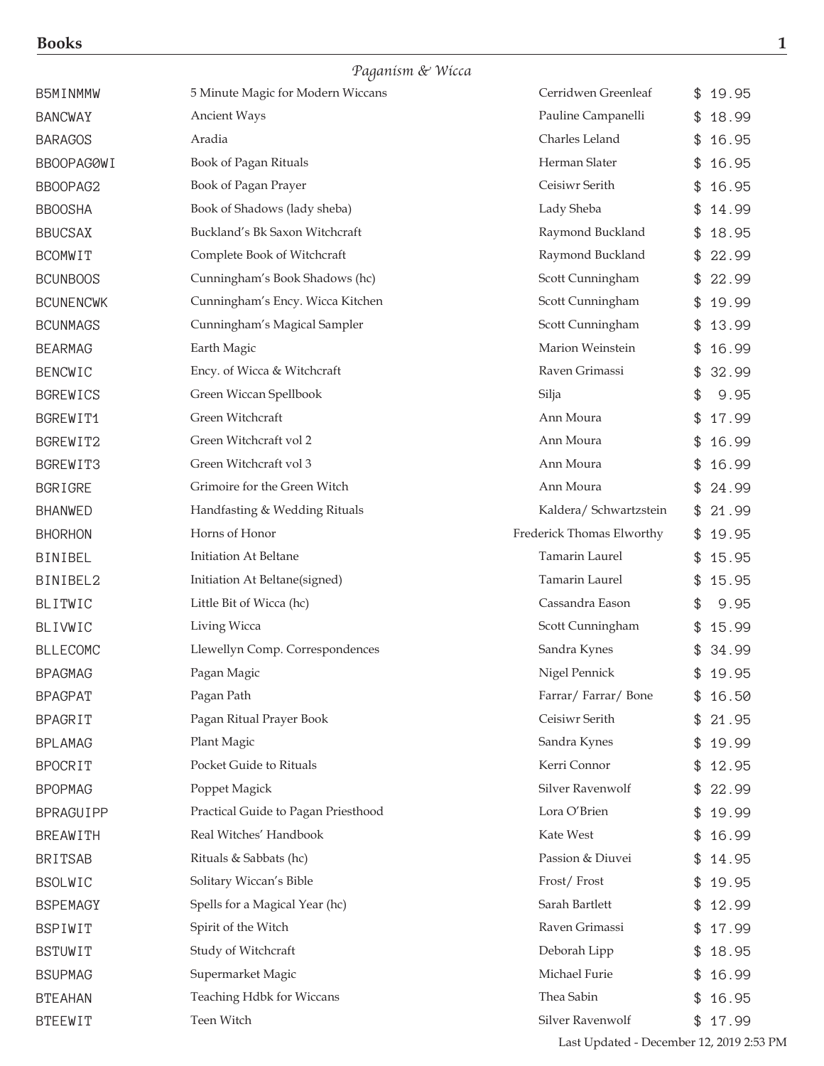## Paganism & Wicca

| | | | |
|---|---|---|---|
| B5MINMMW | 5 Minute Magic for Modern Wiccans | Cerridwen Greenleaf | $ 19.95 |
| BANCWAY | Ancient Ways | Pauline Campanelli | $ 18.99 |
| BARAGOS | Aradia | Charles Leland | $ 16.95 |
| BBOOPAG0WI | Book of Pagan Rituals | Herman Slater | $ 16.95 |
| BBOOPAG2 | Book of Pagan Prayer | Ceisiwr Serith | $ 16.95 |
| BBOOSHA | Book of Shadows (lady sheba) | Lady Sheba | $ 14.99 |
| BBUCSAX | Buckland's Bk Saxon Witchcraft | Raymond Buckland | $ 18.95 |
| BCOMWIT | Complete Book of Witchcraft | Raymond Buckland | $ 22.99 |
| BCUNBOOS | Cunningham's Book Shadows (hc) | Scott Cunningham | $ 22.99 |
| BCUNENCWK | Cunningham's Ency. Wicca Kitchen | Scott Cunningham | $ 19.99 |
| BCUNMAGS | Cunningham's Magical Sampler | Scott Cunningham | $ 13.99 |
| BEARMAG | Earth Magic | Marion Weinstein | $ 16.99 |
| BENCWIC | Ency. of Wicca & Witchcraft | Raven Grimassi | $ 32.99 |
| BGREWICS | Green Wiccan Spellbook | Silja | $ 9.95 |
| BGREWIT1 | Green Witchcraft | Ann Moura | $ 17.99 |
| BGREWIT2 | Green Witchcraft vol 2 | Ann Moura | $ 16.99 |
| BGREWIT3 | Green Witchcraft vol 3 | Ann Moura | $ 16.99 |
| BGRIGRE | Grimoire for the Green Witch | Ann Moura | $ 24.99 |
| BHANWED | Handfasting & Wedding Rituals | Kaldera/ Schwartzstein | $ 21.99 |
| BHORHON | Horns of Honor | Frederick Thomas Elworthy | $ 19.95 |
| BINIBEL | Initiation At Beltane | Tamarin Laurel | $ 15.95 |
| BINIBEL2 | Initiation At Beltane(signed) | Tamarin Laurel | $ 15.95 |
| BLITWIC | Little Bit of Wicca (hc) | Cassandra Eason | $ 9.95 |
| BLIVWIC | Living Wicca | Scott Cunningham | $ 15.99 |
| BLLECOMC | Llewellyn Comp. Correspondences | Sandra Kynes | $ 34.99 |
| BPAGMAG | Pagan Magic | Nigel Pennick | $ 19.95 |
| BPAGPAT | Pagan Path | Farrar/ Farrar/ Bone | $ 16.50 |
| BPAGRIT | Pagan Ritual Prayer Book | Ceisiwr Serith | $ 21.95 |
| BPLAMAG | Plant Magic | Sandra Kynes | $ 19.99 |
| BPOCRIT | Pocket Guide to Rituals | Kerri Connor | $ 12.95 |
| BPOPMAG | Poppet Magick | Silver Ravenwolf | $ 22.99 |
| BPRAGUIPP | Practical Guide to Pagan Priesthood | Lora O'Brien | $ 19.99 |
| BREAWITH | Real Witches' Handbook | Kate West | $ 16.99 |
| BRITSAB | Rituals & Sabbats (hc) | Passion & Diuvei | $ 14.95 |
| BSOLWIC | Solitary Wiccan's Bible | Frost/ Frost | $ 19.95 |
| BSPEMAGY | Spells for a Magical Year (hc) | Sarah Bartlett | $ 12.99 |
| BSPIWIT | Spirit of the Witch | Raven Grimassi | $ 17.99 |
| BSTUWIT | Study of Witchcraft | Deborah Lipp | $ 18.95 |
| BSUPMAG | Supermarket Magic | Michael Furie | $ 16.99 |
| BTEAHAN | Teaching Hdbk for Wiccans | Thea Sabin | $ 16.95 |
| BTEEWIT | Teen Witch | Silver Ravenwolf | $ 17.99 |

Last Updated - December 12, 2019 2:53 PM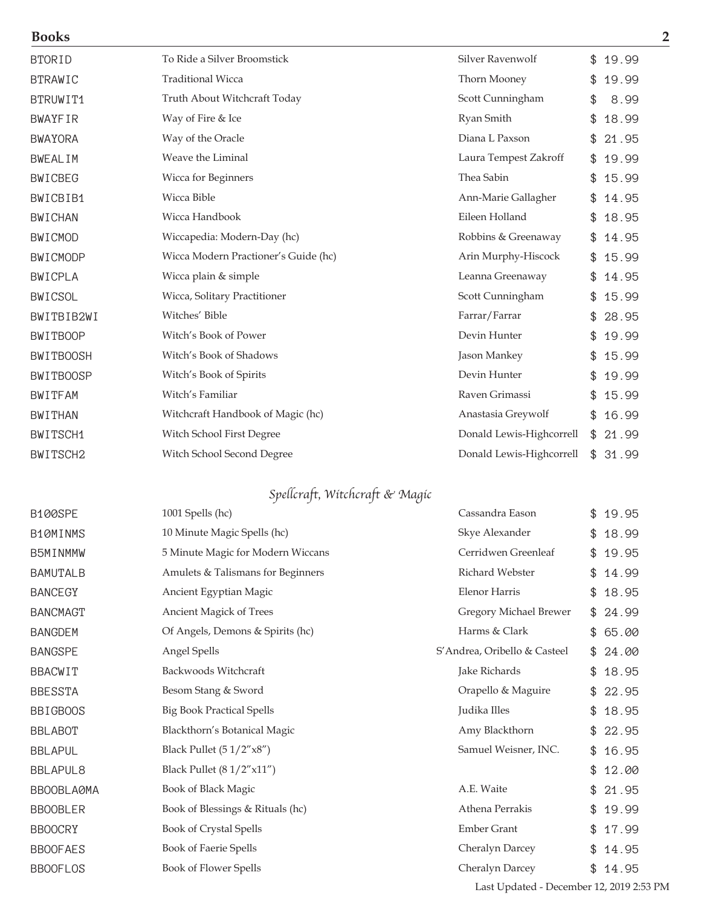## Books

| | | | |
|---|---|---|---|
| BTORID | To Ride a Silver Broomstick | Silver Ravenwolf | $ 19.99 |
| BTRAWIC | Traditional Wicca | Thorn Mooney | $ 19.99 |
| BTRUWIT1 | Truth About Witchcraft Today | Scott Cunningham | $ 8.99 |
| BWAYFIR | Way of Fire & Ice | Ryan Smith | $ 18.99 |
| BWAYORA | Way of the Oracle | Diana L Paxson | $ 21.95 |
| BWEALIM | Weave the Liminal | Laura Tempest Zakroff | $ 19.99 |
| BWICBEG | Wicca for Beginners | Thea Sabin | $ 15.99 |
| BWICBIB1 | Wicca Bible | Ann-Marie Gallagher | $ 14.95 |
| BWICHAN | Wicca Handbook | Eileen Holland | $ 18.95 |
| BWICMOD | Wiccapedia: Modern-Day (hc) | Robbins & Greenaway | $ 14.95 |
| BWICMODP | Wicca Modern Practioner's Guide (hc) | Arin Murphy-Hiscock | $ 15.99 |
| BWICPLA | Wicca plain & simple | Leanna Greenaway | $ 14.95 |
| BWICSOL | Wicca, Solitary Practitioner | Scott Cunningham | $ 15.99 |
| BWITBIB2WI | Witches' Bible | Farrar/Farrar | $ 28.95 |
| BWITBOOP | Witch's Book of Power | Devin Hunter | $ 19.99 |
| BWITBOOSH | Witch's Book of Shadows | Jason Mankey | $ 15.99 |
| BWITBOOSP | Witch's Book of Spirits | Devin Hunter | $ 19.99 |
| BWITFAM | Witch's Familiar | Raven Grimassi | $ 15.99 |
| BWITHAN | Witchcraft Handbook of Magic (hc) | Anastasia Greywolf | $ 16.99 |
| BWITSCH1 | Witch School First Degree | Donald Lewis-Highcorrell | $ 21.99 |
| BWITSCH2 | Witch School Second Degree | Donald Lewis-Highcorrell | $ 31.99 |

### *Spellcraft, Witchcraft & Magic*

| | | | |
|---|---|---|---|
| B100SPE | 1001 Spells (hc) | Cassandra Eason | $ 19.95 |
| B10MINMS | 10 Minute Magic Spells (hc) | Skye Alexander | $ 18.99 |
| B5MINMMW | 5 Minute Magic for Modern Wiccans | Cerridwen Greenleaf | $ 19.95 |
| BAMUTALB | Amulets & Talismans for Beginners | Richard Webster | $ 14.99 |
| BANCEGY | Ancient Egyptian Magic | Elenor Harris | $ 18.95 |
| BANCMAGT | Ancient Magick of Trees | Gregory Michael Brewer | $ 24.99 |
| BANGDEM | Of Angels, Demons & Spirits (hc) | Harms & Clark | $ 65.00 |
| BANGSPE | Angel Spells | S'Andrea, Oribello & Casteel | $ 24.00 |
| BBACWIT | Backwoods Witchcraft | Jake Richards | $ 18.95 |
| BBESSTA | Besom Stang & Sword | Orapello & Maguire | $ 22.95 |
| BBIGBOOS | Big Book Practical Spells | Judika Illes | $ 18.95 |
| BBLABOT | Blackthorn's Botanical Magic | Amy Blackthorn | $ 22.95 |
| BBLAPUL | Black Pullet (5 1/2"x8") | Samuel Weisner, INC. | $ 16.95 |
| BBLAPUL8 | Black Pullet (8 1/2"x11") | | $ 12.00 |
| BBOOBLA0MA | Book of Black Magic | A.E. Waite | $ 21.95 |
| BBOOBLER | Book of Blessings & Rituals (hc) | Athena Perrakis | $ 19.99 |
| BBOOCRY | Book of Crystal Spells | Ember Grant | $ 17.99 |
| BBOOFAES | Book of Faerie Spells | Cheralyn Darcey | $ 14.95 |
| BBOOFLOS | Book of Flower Spells | Cheralyn Darcey | $ 14.95 |

Last Updated - December 12, 2019 2:53 PM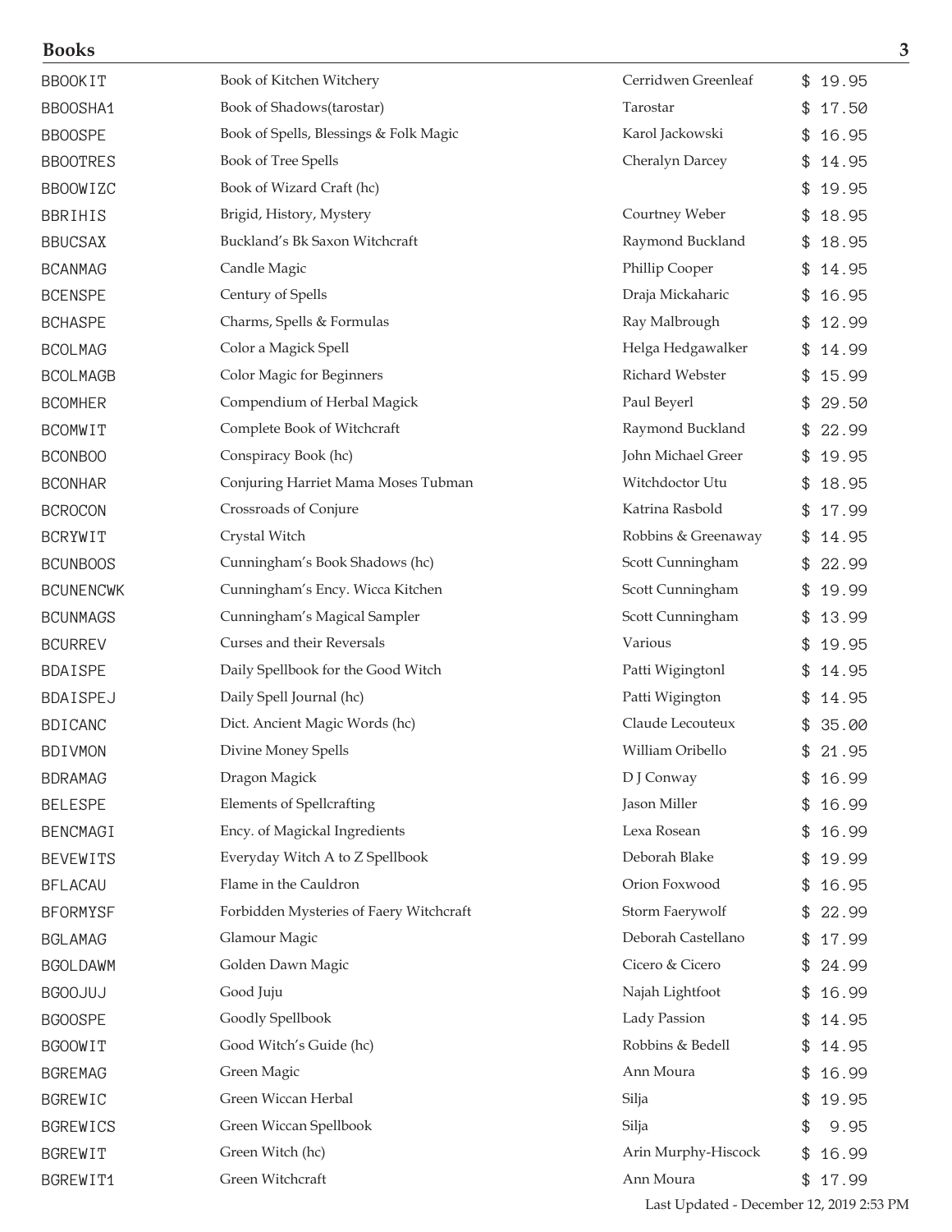| | | | |
|---|---|---|---|
| BBOOKIT | Book of Kitchen Witchery | Cerridwen Greenleaf | $ 19.95 |
| BBOOSHA1 | Book of Shadows(tarostar) | Tarostar | $ 17.50 |
| BBOOSPE | Book of Spells, Blessings & Folk Magic | Karol Jackowski | $ 16.95 |
| BBOOTRES | Book of Tree Spells | Cheralyn Darcey | $ 14.95 |
| BBOOWIZC | Book of Wizard Craft (hc) | | $ 19.95 |
| BBRIHIS | Brigid, History, Mystery | Courtney Weber | $ 18.95 |
| BBUCSAX | Buckland's Bk Saxon Witchcraft | Raymond Buckland | $ 18.95 |
| BCANMAG | Candle Magic | Phillip Cooper | $ 14.95 |
| BCENSPE | Century of Spells | Draja Mickaharic | $ 16.95 |
| BCHASPE | Charms, Spells & Formulas | Ray Malbrough | $ 12.99 |
| BCOLMAG | Color a Magick Spell | Helga Hedgawalker | $ 14.99 |
| BCOLMAGB | Color Magic for Beginners | Richard Webster | $ 15.99 |
| BCOMHER | Compendium of Herbal Magick | Paul Beyerl | $ 29.50 |
| BCOMWIT | Complete Book of Witchcraft | Raymond Buckland | $ 22.99 |
| BCONBOO | Conspiracy Book (hc) | John Michael Greer | $ 19.95 |
| BCONHAR | Conjuring Harriet Mama Moses Tubman | Witchdoctor Utu | $ 18.95 |
| BCROCON | Crossroads of Conjure | Katrina Rasbold | $ 17.99 |
| BCRYWIT | Crystal Witch | Robbins & Greenaway | $ 14.95 |
| BCUNBOOS | Cunningham's Book Shadows (hc) | Scott Cunningham | $ 22.99 |
| BCUNENCWK | Cunningham's Ency. Wicca Kitchen | Scott Cunningham | $ 19.99 |
| BCUNMAGS | Cunningham's Magical Sampler | Scott Cunningham | $ 13.99 |
| BCURREV | Curses and their Reversals | Various | $ 19.95 |
| BDAISPE | Daily Spellbook for the Good Witch | Patti Wigingtonl | $ 14.95 |
| BDAISPEJ | Daily Spell Journal (hc) | Patti Wigington | $ 14.95 |
| BDICANC | Dict. Ancient Magic Words (hc) | Claude Lecouteux | $ 35.00 |
| BDIVMON | Divine Money Spells | William Oribello | $ 21.95 |
| BDRAMAG | Dragon Magick | D J Conway | $ 16.99 |
| BELESPE | Elements of Spellcrafting | Jason Miller | $ 16.99 |
| BENCMAGI | Ency. of Magickal Ingredients | Lexa Rosean | $ 16.99 |
| BEVEWITS | Everyday Witch A to Z Spellbook | Deborah Blake | $ 19.99 |
| BFLACAU | Flame in the Cauldron | Orion Foxwood | $ 16.95 |
| BFORMYSF | Forbidden Mysteries of Faery Witchcraft | Storm Faerywolf | $ 22.99 |
| BGLAMAG | Glamour Magic | Deborah Castellano | $ 17.99 |
| BGOLDAWM | Golden Dawn Magic | Cicero & Cicero | $ 24.99 |
| BGOOJUJ | Good Juju | Najah Lightfoot | $ 16.99 |
| BGOOSPE | Goodly Spellbook | Lady Passion | $ 14.95 |
| BGOOWIT | Good Witch's Guide (hc) | Robbins & Bedell | $ 14.95 |
| BGREMAG | Green Magic | Ann Moura | $ 16.99 |
| BGREWIC | Green Wiccan Herbal | Silja | $ 19.95 |
| BGREWICS | Green Wiccan Spellbook | Silja | $ 9.95 |
| BGREWIT | Green Witch (hc) | Arin Murphy-Hiscock | $ 16.99 |
| BGREWIT1 | Green Witchcraft | Ann Moura | $ 17.99 |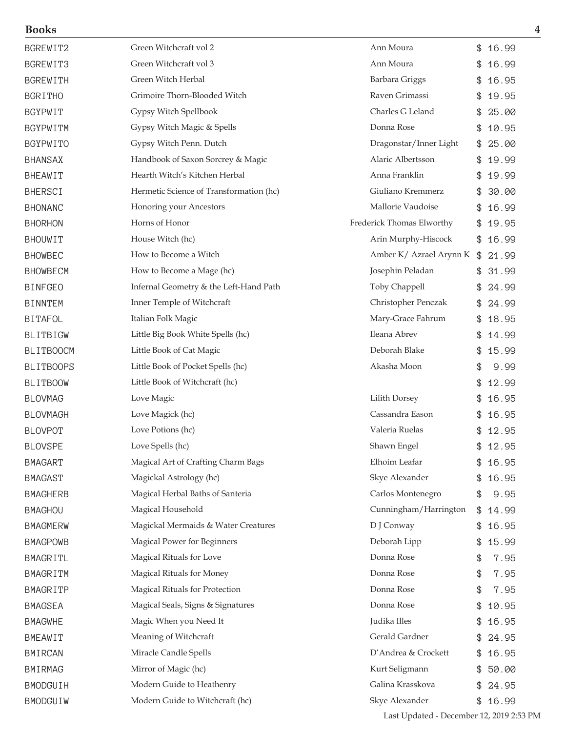## Books

| | | | |
|---|---|---|---|
| BGREWIT2 | Green Witchcraft vol 2 | Ann Moura | $ 16.99 |
| BGREWIT3 | Green Witchcraft vol 3 | Ann Moura | $ 16.99 |
| BGREWITH | Green Witch Herbal | Barbara Griggs | $ 16.95 |
| BGRITHO | Grimoire Thorn-Blooded Witch | Raven Grimassi | $ 19.95 |
| BGYPWIT | Gypsy Witch Spellbook | Charles G Leland | $ 25.00 |
| BGYPWITM | Gypsy Witch Magic & Spells | Donna Rose | $ 10.95 |
| BGYPWITO | Gypsy Witch Penn. Dutch | Dragonstar/Inner Light | $ 25.00 |
| BHANSAX | Handbook of Saxon Sorcrey & Magic | Alaric Albertsson | $ 19.99 |
| BHEAWIT | Hearth Witch's Kitchen Herbal | Anna Franklin | $ 19.99 |
| BHERSCI | Hermetic Science of Transformation (hc) | Giuliano Kremmerz | $ 30.00 |
| BHONANC | Honoring your Ancestors | Mallorie Vaudoise | $ 16.99 |
| BHORHON | Horns of Honor | Frederick Thomas Elworthy | $ 19.95 |
| BHOUWIT | House Witch (hc) | Arin Murphy-Hiscock | $ 16.99 |
| BHOWBEC | How to Become a Witch | Amber K/ Azrael Arynn K | $ 21.99 |
| BHOWBECM | How to Become a Mage (hc) | Josephin Peladan | $ 31.99 |
| BINFGEO | Infernal Geometry & the Left-Hand Path | Toby Chappell | $ 24.99 |
| BINNTEM | Inner Temple of Witchcraft | Christopher Penczak | $ 24.99 |
| BITAFOL | Italian Folk Magic | Mary-Grace Fahrum | $ 18.95 |
| BLITBIGW | Little Big Book White Spells (hc) | Ileana Abrev | $ 14.99 |
| BLITBOOCM | Little Book of Cat Magic | Deborah Blake | $ 15.99 |
| BLITBOOPS | Little Book of Pocket Spells (hc) | Akasha Moon | $ 9.99 |
| BLITBOOW | Little Book of Witchcraft (hc) | | $ 12.99 |
| BLOVMAG | Love Magic | Lilith Dorsey | $ 16.95 |
| BLOVMAGH | Love Magick (hc) | Cassandra Eason | $ 16.95 |
| BLOVPOT | Love Potions (hc) | Valeria Ruelas | $ 12.95 |
| BLOVSPE | Love Spells (hc) | Shawn Engel | $ 12.95 |
| BMAGART | Magical Art of Crafting Charm Bags | Elhoim Leafar | $ 16.95 |
| BMAGAST | Magickal Astrology (hc) | Skye Alexander | $ 16.95 |
| BMAGHERB | Magical Herbal Baths of Santeria | Carlos Montenegro | $ 9.95 |
| BMAGHOU | Magical Household | Cunningham/Harrington | $ 14.99 |
| BMAGMERW | Magickal Mermaids & Water Creatures | D J Conway | $ 16.95 |
| BMAGPOWB | Magical Power for Beginners | Deborah Lipp | $ 15.99 |
| BMAGRITL | Magical Rituals for Love | Donna Rose | $ 7.95 |
| BMAGRITM | Magical Rituals for Money | Donna Rose | $ 7.95 |
| BMAGRITP | Magical Rituals for Protection | Donna Rose | $ 7.95 |
| BMAGSEA | Magical Seals, Signs & Signatures | Donna Rose | $ 10.95 |
| BMAGWHE | Magic When you Need It | Judika Illes | $ 16.95 |
| BMEAWIT | Meaning of Witchcraft | Gerald Gardner | $ 24.95 |
| BMIRCAN | Miracle Candle Spells | D'Andrea & Crockett | $ 16.95 |
| BMIRMAG | Mirror of Magic (hc) | Kurt Seligmann | $ 50.00 |
| BMODGUIH | Modern Guide to Heathenry | Galina Krasskova | $ 24.95 |
| BMODGUIW | Modern Guide to Witchcraft (hc) | Skye Alexander | $ 16.99 |

Last Updated - December 12, 2019 2:53 PM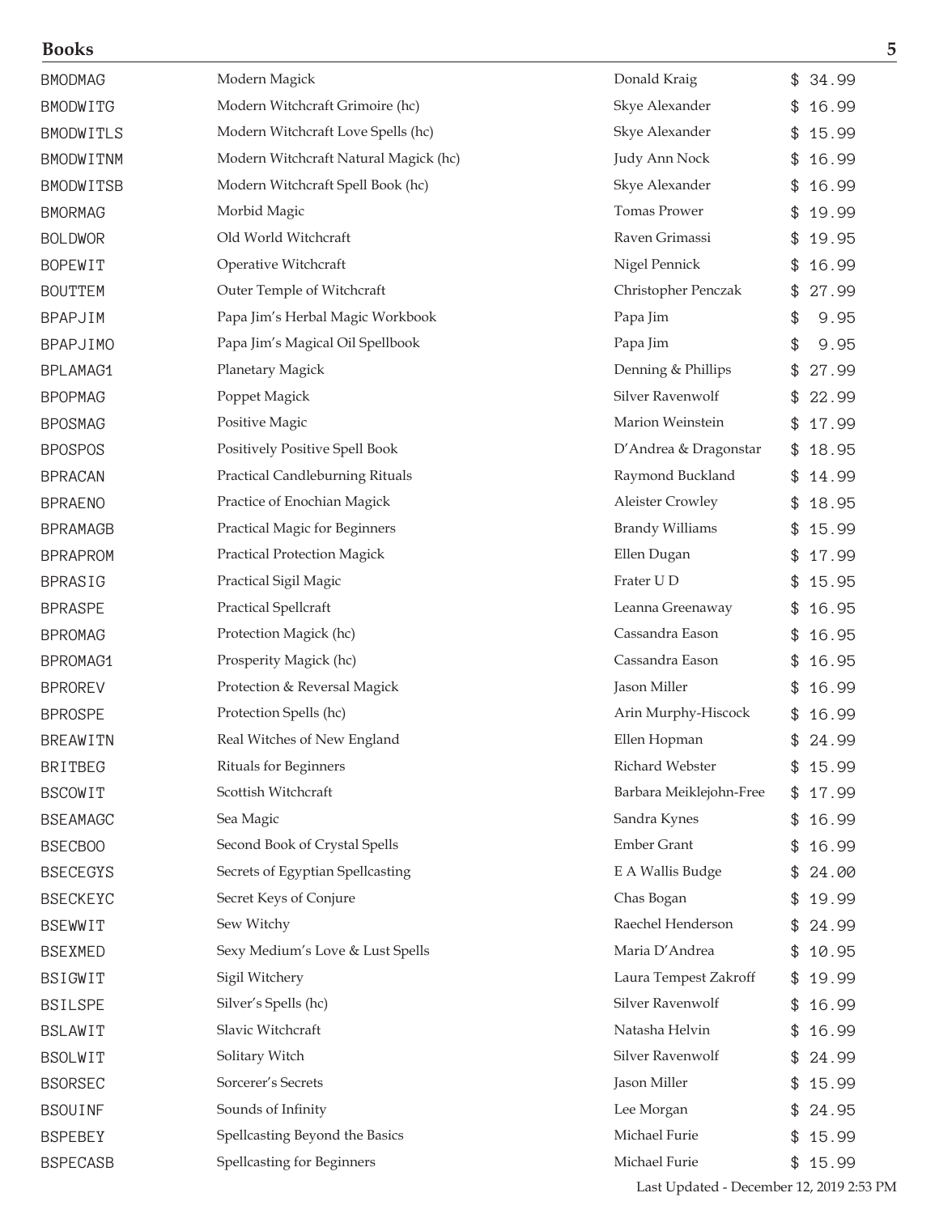| | | | |
|---|---|---|---|
| BMODMAG | Modern Magick | Donald Kraig | $ 34.99 |
| BMODWITG | Modern Witchcraft Grimoire (hc) | Skye Alexander | $ 16.99 |
| BMODWITLS | Modern Witchcraft Love Spells (hc) | Skye Alexander | $ 15.99 |
| BMODWITNM | Modern Witchcraft Natural Magick (hc) | Judy Ann Nock | $ 16.99 |
| BMODWITSB | Modern Witchcraft Spell Book (hc) | Skye Alexander | $ 16.99 |
| BMORMAG | Morbid Magic | Tomas Prower | $ 19.99 |
| BOLDWOR | Old World Witchcraft | Raven Grimassi | $ 19.95 |
| BOPEWIT | Operative Witchcraft | Nigel Pennick | $ 16.99 |
| BOUTTEM | Outer Temple of Witchcraft | Christopher Penczak | $ 27.99 |
| BPAPJIM | Papa Jim's Herbal Magic Workbook | Papa Jim | $ 9.95 |
| BPAPJIMO | Papa Jim's Magical Oil Spellbook | Papa Jim | $ 9.95 |
| BPLAMAG1 | Planetary Magick | Denning & Phillips | $ 27.99 |
| BPOPMAG | Poppet Magick | Silver Ravenwolf | $ 22.99 |
| BPOSMAG | Positive Magic | Marion Weinstein | $ 17.99 |
| BPOSPOS | Positively Positive Spell Book | D'Andrea & Dragonstar | $ 18.95 |
| BPRACAN | Practical Candleburning Rituals | Raymond Buckland | $ 14.99 |
| BPRAENO | Practice of Enochian Magick | Aleister Crowley | $ 18.95 |
| BPRAMAGB | Practical Magic for Beginners | Brandy Williams | $ 15.99 |
| BPRAPROM | Practical Protection Magick | Ellen Dugan | $ 17.99 |
| BPRASIG | Practical Sigil Magic | Frater U D | $ 15.95 |
| BPRASPE | Practical Spellcraft | Leanna Greenaway | $ 16.95 |
| BPROMAG | Protection Magick (hc) | Cassandra Eason | $ 16.95 |
| BPROMAG1 | Prosperity Magick (hc) | Cassandra Eason | $ 16.95 |
| BPROREV | Protection & Reversal Magick | Jason Miller | $ 16.99 |
| BPROSPE | Protection Spells (hc) | Arin Murphy-Hiscock | $ 16.99 |
| BREAWITN | Real Witches of New England | Ellen Hopman | $ 24.99 |
| BRITBEG | Rituals for Beginners | Richard Webster | $ 15.99 |
| BSCOWIT | Scottish Witchcraft | Barbara Meiklejohn-Free | $ 17.99 |
| BSEAMAGC | Sea Magic | Sandra Kynes | $ 16.99 |
| BSECBOO | Second Book of Crystal Spells | Ember Grant | $ 16.99 |
| BSECEGYS | Secrets of Egyptian Spellcasting | E A Wallis Budge | $ 24.00 |
| BSECKEYC | Secret Keys of Conjure | Chas Bogan | $ 19.99 |
| BSEWWIT | Sew Witchy | Raechel Henderson | $ 24.99 |
| BSEXMED | Sexy Medium's Love & Lust Spells | Maria D'Andrea | $ 10.95 |
| BSIGWIT | Sigil Witchery | Laura Tempest Zakroff | $ 19.99 |
| BSILSPE | Silver's Spells (hc) | Silver Ravenwolf | $ 16.99 |
| BSLAWIT | Slavic Witchcraft | Natasha Helvin | $ 16.99 |
| BSOLWIT | Solitary Witch | Silver Ravenwolf | $ 24.99 |
| BSORSEC | Sorcerer's Secrets | Jason Miller | $ 15.99 |
| BSOUINF | Sounds of Infinity | Lee Morgan | $ 24.95 |
| BSPEBEY | Spellcasting Beyond the Basics | Michael Furie | $ 15.99 |
| BSPECASB | Spellcasting for Beginners | Michael Furie | $ 15.99 |

Last Updated - December 12, 2019 2:53 PM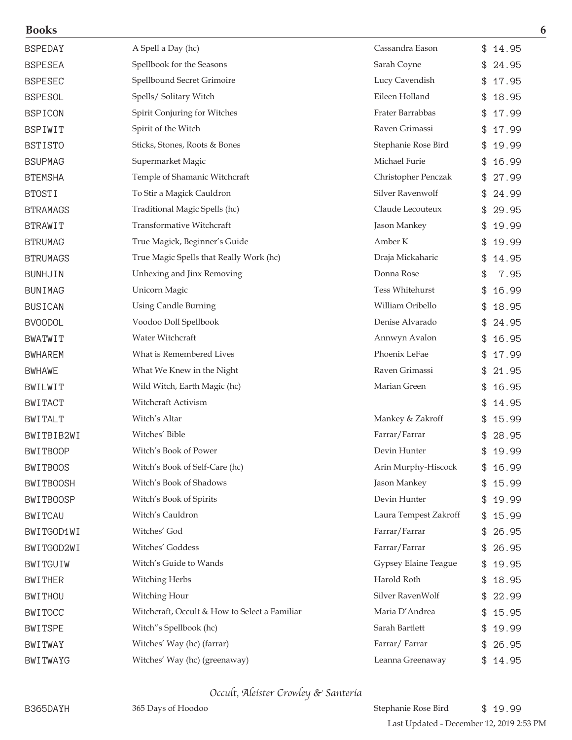## Books

| | | | |
|---|---|---|---|
| BSPEDAY | A Spell a Day (hc) | Cassandra Eason | $ 14.95 |
| BSPESEA | Spellbook for the Seasons | Sarah Coyne | $ 24.95 |
| BSPESEC | Spellbound Secret Grimoire | Lucy Cavendish | $ 17.95 |
| BSPESOL | Spells/ Solitary Witch | Eileen Holland | $ 18.95 |
| BSPICON | Spirit Conjuring for Witches | Frater Barrabbas | $ 17.99 |
| BSPIWIT | Spirit of the Witch | Raven Grimassi | $ 17.99 |
| BSTISTO | Sticks, Stones, Roots & Bones | Stephanie Rose Bird | $ 19.99 |
| BSUPMAG | Supermarket Magic | Michael Furie | $ 16.99 |
| BTEMSHA | Temple of Shamanic Witchcraft | Christopher Penczak | $ 27.99 |
| BTOSTI | To Stir a Magick Cauldron | Silver Ravenwolf | $ 24.99 |
| BTRAMAGS | Traditional Magic Spells (hc) | Claude Lecouteux | $ 29.95 |
| BTRAWIT | Transformative Witchcraft | Jason Mankey | $ 19.99 |
| BTRUMAG | True Magick, Beginner's Guide | Amber K | $ 19.99 |
| BTRUMAGS | True Magic Spells that Really Work (hc) | Draja Mickaharic | $ 14.95 |
| BUNHJIN | Unhexing and Jinx Removing | Donna Rose | $ 7.95 |
| BUNIMAG | Unicorn Magic | Tess Whitehurst | $ 16.99 |
| BUSICAN | Using Candle Burning | William Oribello | $ 18.95 |
| BVOODOL | Voodoo Doll Spellbook | Denise Alvarado | $ 24.95 |
| BWATWIT | Water Witchcraft | Annwyn Avalon | $ 16.95 |
| BWHAREM | What is Remembered Lives | Phoenix LeFae | $ 17.99 |
| BWHAWE | What We Knew in the Night | Raven Grimassi | $ 21.95 |
| BWILWIT | Wild Witch, Earth Magic (hc) | Marian Green | $ 16.95 |
| BWITACT | Witchcraft Activism | | $ 14.95 |
| BWITALT | Witch's Altar | Mankey & Zakroff | $ 15.99 |
| BWITBIB2WI | Witches' Bible | Farrar/Farrar | $ 28.95 |
| BWITBOOP | Witch's Book of Power | Devin Hunter | $ 19.99 |
| BWITBOOS | Witch's Book of Self-Care (hc) | Arin Murphy-Hiscock | $ 16.99 |
| BWITBOOSH | Witch's Book of Shadows | Jason Mankey | $ 15.99 |
| BWITBOOSP | Witch's Book of Spirits | Devin Hunter | $ 19.99 |
| BWITCAU | Witch's Cauldron | Laura Tempest Zakroff | $ 15.99 |
| BWITGOD1WI | Witches' God | Farrar/Farrar | $ 26.95 |
| BWITGOD2WI | Witches' Goddess | Farrar/Farrar | $ 26.95 |
| BWITGUIW | Witch's Guide to Wands | Gypsey Elaine Teague | $ 19.95 |
| BWITHER | Witching Herbs | Harold Roth | $ 18.95 |
| BWITHOU | Witching Hour | Silver RavenWolf | $ 22.99 |
| BWITOCC | Witchcraft, Occult & How to Select a Familiar | Maria D'Andrea | $ 15.95 |
| BWITSPE | Witch"s Spellbook (hc) | Sarah Bartlett | $ 19.99 |
| BWITWAY | Witches' Way (hc) (farrar) | Farrar/ Farrar | $ 26.95 |
| BWITWAYG | Witches' Way (hc) (greenaway) | Leanna Greenaway | $ 14.95 |

### *Occult, Aleister Crowley & Santeria*

| | | | |
|---|---|---|---|
| B365DAYH | 365 Days of Hoodoo | Stephanie Rose Bird | $ 19.99 |

Last Updated - December 12, 2019 2:53 PM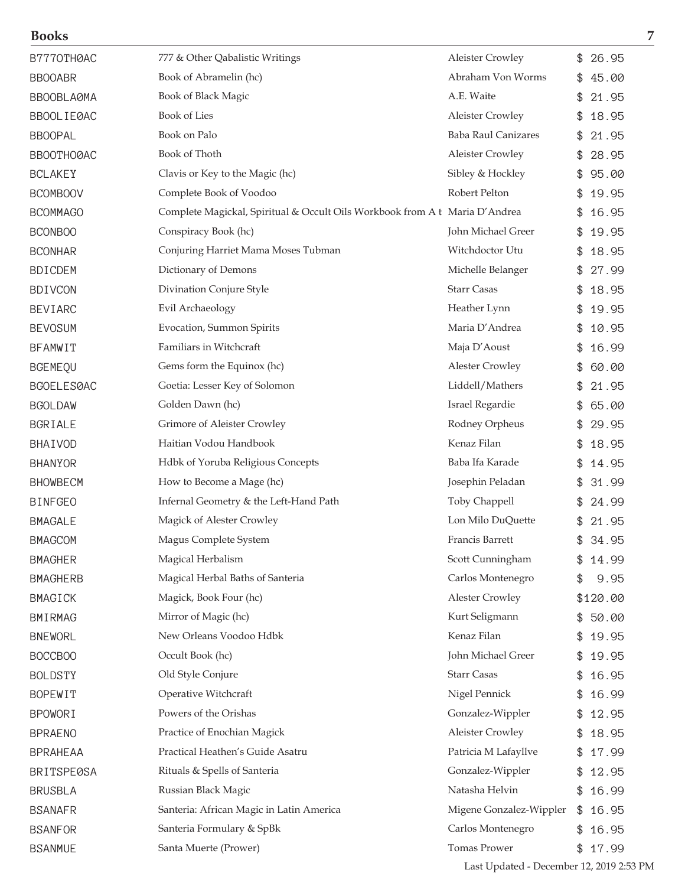| | | | |
|---|---|---|---|
| B777OTH0AC | 777 & Other Qabalistic Writings | Aleister Crowley | $ 26.95 |
| BBOOABR | Book of Abramelin (hc) | Abraham Von Worms | $ 45.00 |
| BBOOBLA0MA | Book of Black Magic | A.E. Waite | $ 21.95 |
| BBOOLIE0AC | Book of Lies | Aleister Crowley | $ 18.95 |
| BBOOPAL | Book on Palo | Baba Raul Canizares | $ 21.95 |
| BBOOTHO0AC | Book of Thoth | Aleister Crowley | $ 28.95 |
| BCLAKEY | Clavis or Key to the Magic (hc) | Sibley & Hockley | $ 95.00 |
| BCOMBOOV | Complete Book of Voodoo | Robert Pelton | $ 19.95 |
| BCOMMAGO | Complete Magickal, Spiritual & Occult Oils Workbook from A t | Maria D'Andrea | $ 16.95 |
| BCONBOO | Conspiracy Book (hc) | John Michael Greer | $ 19.95 |
| BCONHAR | Conjuring Harriet Mama Moses Tubman | Witchdoctor Utu | $ 18.95 |
| BDICDEM | Dictionary of Demons | Michelle Belanger | $ 27.99 |
| BDIVCON | Divination Conjure Style | Starr Casas | $ 18.95 |
| BEVIARC | Evil Archaeology | Heather Lynn | $ 19.95 |
| BEVOSUM | Evocation, Summon Spirits | Maria D'Andrea | $ 10.95 |
| BFAMWIT | Familiars in Witchcraft | Maja D'Aoust | $ 16.99 |
| BGEMEQU | Gems form the Equinox (hc) | Alester Crowley | $ 60.00 |
| BGOELES0AC | Goetia: Lesser Key of Solomon | Liddell/Mathers | $ 21.95 |
| BGOLDAW | Golden Dawn (hc) | Israel Regardie | $ 65.00 |
| BGRIALE | Grimore of Aleister Crowley | Rodney Orpheus | $ 29.95 |
| BHAIVOD | Haitian Vodou Handbook | Kenaz Filan | $ 18.95 |
| BHANYOR | Hdbk of Yoruba Religious Concepts | Baba Ifa Karade | $ 14.95 |
| BHOWBECM | How to Become a Mage (hc) | Josephin Peladan | $ 31.99 |
| BINFGEO | Infernal Geometry & the Left-Hand Path | Toby Chappell | $ 24.99 |
| BMAGALE | Magick of Alester Crowley | Lon Milo DuQuette | $ 21.95 |
| BMAGCOM | Magus Complete System | Francis Barrett | $ 34.95 |
| BMAGHER | Magical Herbalism | Scott Cunningham | $ 14.99 |
| BMAGHERB | Magical Herbal Baths of Santeria | Carlos Montenegro | $ 9.95 |
| BMAGICK | Magick, Book Four (hc) | Alester Crowley | $120.00 |
| BMIRMAG | Mirror of Magic (hc) | Kurt Seligmann | $ 50.00 |
| BNEWORL | New Orleans Voodoo Hdbk | Kenaz Filan | $ 19.95 |
| BOCCBOO | Occult Book (hc) | John Michael Greer | $ 19.95 |
| BOLDSTY | Old Style Conjure | Starr Casas | $ 16.95 |
| BOPEWIT | Operative Witchcraft | Nigel Pennick | $ 16.99 |
| BPOWORI | Powers of the Orishas | Gonzalez-Wippler | $ 12.95 |
| BPRAENO | Practice of Enochian Magick | Aleister Crowley | $ 18.95 |
| BPRAHEAA | Practical Heathen's Guide Asatru | Patricia M Lafayllve | $ 17.99 |
| BRITSPE0SA | Rituals & Spells of Santeria | Gonzalez-Wippler | $ 12.95 |
| BRUSBLA | Russian Black Magic | Natasha Helvin | $ 16.99 |
| BSANAFR | Santeria: African Magic in Latin America | Migene Gonzalez-Wippler | $ 16.95 |
| BSANFOR | Santeria Formulary & SpBk | Carlos Montenegro | $ 16.95 |
| BSANMUE | Santa Muerte (Prower) | Tomas Prower | $ 17.99 |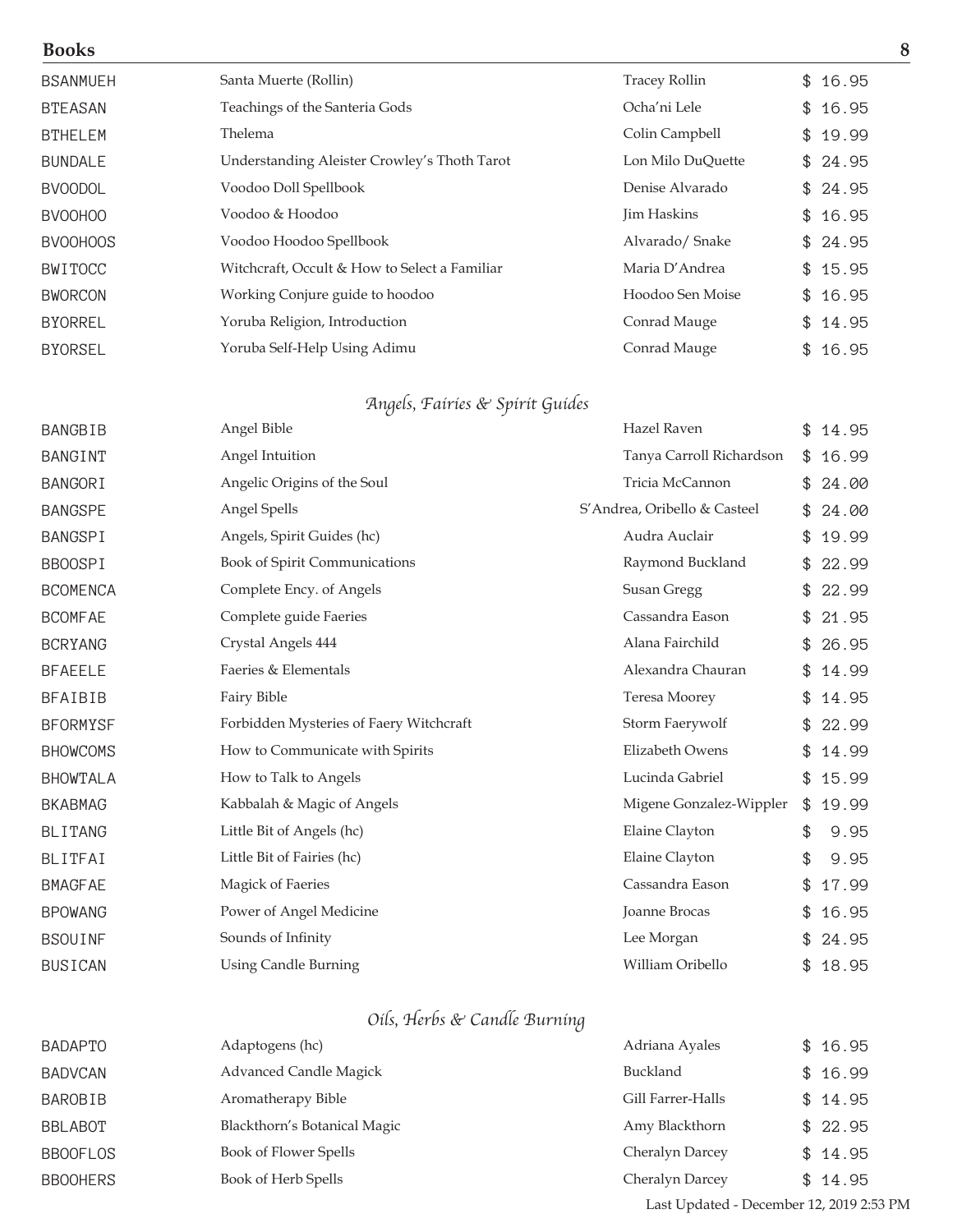| | | | |
|---|---|---|---|
| BSANMUEH | Santa Muerte (Rollin) | Tracey Rollin | $ 16.95 |
| BTEASAN | Teachings of the Santeria Gods | Ocha'ni Lele | $ 16.95 |
| BTHELEM | Thelema | Colin Campbell | $ 19.99 |
| BUNDALE | Understanding Aleister Crowley's Thoth Tarot | Lon Milo DuQuette | $ 24.95 |
| BVOODOL | Voodoo Doll Spellbook | Denise Alvarado | $ 24.95 |
| BVOOHOO | Voodoo & Hoodoo | Jim Haskins | $ 16.95 |
| BVOOHOOS | Voodoo Hoodoo Spellbook | Alvarado/ Snake | $ 24.95 |
| BWITOCC | Witchcraft, Occult & How to Select a Familiar | Maria D'Andrea | $ 15.95 |
| BWORCON | Working Conjure guide to hoodoo | Hoodoo Sen Moise | $ 16.95 |
| BYORREL | Yoruba Religion, Introduction | Conrad Mauge | $ 14.95 |
| BYORSEL | Yoruba Self-Help Using Adimu | Conrad Mauge | $ 16.95 |

## *Angels, Fairies & Spirit Guides*

| | | | |
|---|---|---|---|
| BANGBIB | Angel Bible | Hazel Raven | $ 14.95 |
| BANGINT | Angel Intuition | Tanya Carroll Richardson | $ 16.99 |
| BANGORI | Angelic Origins of the Soul | Tricia McCannon | $ 24.00 |
| BANGSPE | Angel Spells | S'Andrea, Oribello & Casteel | $ 24.00 |
| BANGSPI | Angels, Spirit Guides (hc) | Audra Auclair | $ 19.99 |
| BBOOSPI | Book of Spirit Communications | Raymond Buckland | $ 22.99 |
| BCOMENCA | Complete Ency. of Angels | Susan Gregg | $ 22.99 |
| BCOMFAE | Complete guide Faeries | Cassandra Eason | $ 21.95 |
| BCRYANG | Crystal Angels 444 | Alana Fairchild | $ 26.95 |
| BFAEELE | Faeries & Elementals | Alexandra Chauran | $ 14.99 |
| BFAIBIB | Fairy Bible | Teresa Moorey | $ 14.95 |
| BFORMYSF | Forbidden Mysteries of Faery Witchcraft | Storm Faerywolf | $ 22.99 |
| BHOWCOMS | How to Communicate with Spirits | Elizabeth Owens | $ 14.99 |
| BHOWTALA | How to Talk to Angels | Lucinda Gabriel | $ 15.99 |
| BKABMAG | Kabbalah & Magic of Angels | Migene Gonzalez-Wippler | $ 19.99 |
| BLITANG | Little Bit of Angels (hc) | Elaine Clayton | $ 9.95 |
| BLITFAI | Little Bit of Fairies (hc) | Elaine Clayton | $ 9.95 |
| BMAGFAE | Magick of Faeries | Cassandra Eason | $ 17.99 |
| BPOWANG | Power of Angel Medicine | Joanne Brocas | $ 16.95 |
| BSOUINF | Sounds of Infinity | Lee Morgan | $ 24.95 |
| BUSICAN | Using Candle Burning | William Oribello | $ 18.95 |

## *Oils, Herbs & Candle Burning*

| | | | |
|---|---|---|---|
| BADAPTO | Adaptogens (hc) | Adriana Ayales | $ 16.95 |
| BADVCAN | Advanced Candle Magick | Buckland | $ 16.99 |
| BAROBIB | Aromatherapy Bible | Gill Farrer-Halls | $ 14.95 |
| BBLABOT | Blackthorn's Botanical Magic | Amy Blackthorn | $ 22.95 |
| BBOOFLOS | Book of Flower Spells | Cheralyn Darcey | $ 14.95 |
| BBOOHERS | Book of Herb Spells | Cheralyn Darcey | $ 14.95 |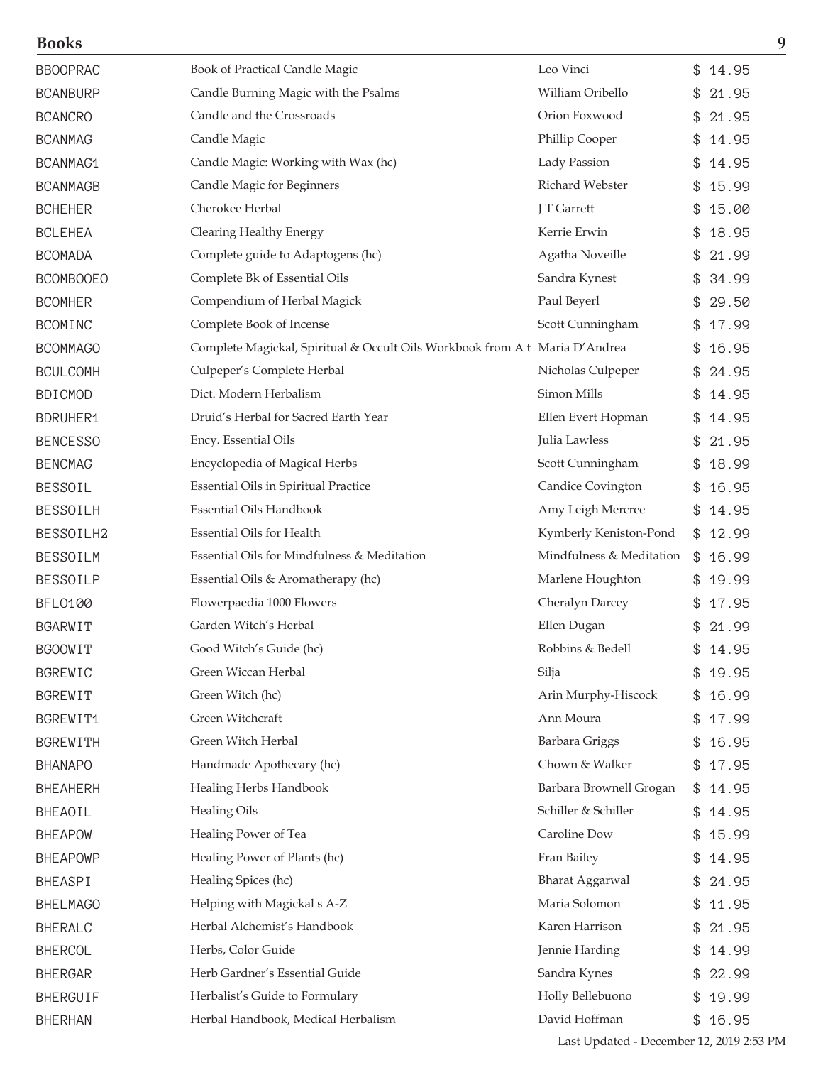## Books

| | | | |
|---|---|---|---|
| BBOOPRAC | Book of Practical Candle Magic | Leo Vinci | $ 14.95 |
| BCANBURP | Candle Burning Magic with the Psalms | William Oribello | $ 21.95 |
| BCANCRO | Candle and the Crossroads | Orion Foxwood | $ 21.95 |
| BCANMAG | Candle Magic | Phillip Cooper | $ 14.95 |
| BCANMAG1 | Candle Magic: Working with Wax (hc) | Lady Passion | $ 14.95 |
| BCANMAGB | Candle Magic for Beginners | Richard Webster | $ 15.99 |
| BCHEHER | Cherokee Herbal | J T Garrett | $ 15.00 |
| BCLEHEA | Clearing Healthy Energy | Kerrie Erwin | $ 18.95 |
| BCOMADA | Complete guide to Adaptogens (hc) | Agatha Noveille | $ 21.99 |
| BCOMBOOEO | Complete Bk of Essential Oils | Sandra Kynest | $ 34.99 |
| BCOMHER | Compendium of Herbal Magick | Paul Beyerl | $ 29.50 |
| BCOMINC | Complete Book of Incense | Scott Cunningham | $ 17.99 |
| BCOMMAGO | Complete Magickal, Spiritual & Occult Oils Workbook from A t | Maria D'Andrea | $ 16.95 |
| BCULCOMH | Culpeper's Complete Herbal | Nicholas Culpeper | $ 24.95 |
| BDICMOD | Dict. Modern Herbalism | Simon Mills | $ 14.95 |
| BDRUHER1 | Druid's Herbal for Sacred Earth Year | Ellen Evert Hopman | $ 14.95 |
| BENCESSO | Ency. Essential Oils | Julia Lawless | $ 21.95 |
| BENCMAG | Encyclopedia of Magical Herbs | Scott Cunningham | $ 18.99 |
| BESSOIL | Essential Oils in Spiritual Practice | Candice Covington | $ 16.95 |
| BESSOILH | Essential Oils Handbook | Amy Leigh Mercree | $ 14.95 |
| BESSOILH2 | Essential Oils for Health | Kymberly Keniston-Pond | $ 12.99 |
| BESSOILM | Essential Oils for Mindfulness & Meditation | Mindfulness & Meditation | $ 16.99 |
| BESSOILP | Essential Oils & Aromatherapy (hc) | Marlene Houghton | $ 19.99 |
| BFLO100 | Flowerpaedia 1000 Flowers | Cheralyn Darcey | $ 17.95 |
| BGARWIT | Garden Witch's Herbal | Ellen Dugan | $ 21.99 |
| BGOOWIT | Good Witch's Guide (hc) | Robbins & Bedell | $ 14.95 |
| BGREWIC | Green Wiccan Herbal | Silja | $ 19.95 |
| BGREWIT | Green Witch (hc) | Arin Murphy-Hiscock | $ 16.99 |
| BGREWIT1 | Green Witchcraft | Ann Moura | $ 17.99 |
| BGREWITH | Green Witch Herbal | Barbara Griggs | $ 16.95 |
| BHANAPO | Handmade Apothecary (hc) | Chown & Walker | $ 17.95 |
| BHEAHERH | Healing Herbs Handbook | Barbara Brownell Grogan | $ 14.95 |
| BHEAOIL | Healing Oils | Schiller & Schiller | $ 14.95 |
| BHEAPOW | Healing Power of Tea | Caroline Dow | $ 15.99 |
| BHEAPOWP | Healing Power of Plants (hc) | Fran Bailey | $ 14.95 |
| BHEASPI | Healing Spices (hc) | Bharat Aggarwal | $ 24.95 |
| BHELMAGO | Helping with Magickal s A-Z | Maria Solomon | $ 11.95 |
| BHERALC | Herbal Alchemist's Handbook | Karen Harrison | $ 21.95 |
| BHERCOL | Herbs, Color Guide | Jennie Harding | $ 14.99 |
| BHERGAR | Herb Gardner's Essential Guide | Sandra Kynes | $ 22.99 |
| BHERGUIF | Herbalist's Guide to Formulary | Holly Bellebuono | $ 19.99 |
| BHERHAN | Herbal Handbook, Medical Herbalism | David Hoffman | $ 16.95 |

Last Updated - December 12, 2019 2:53 PM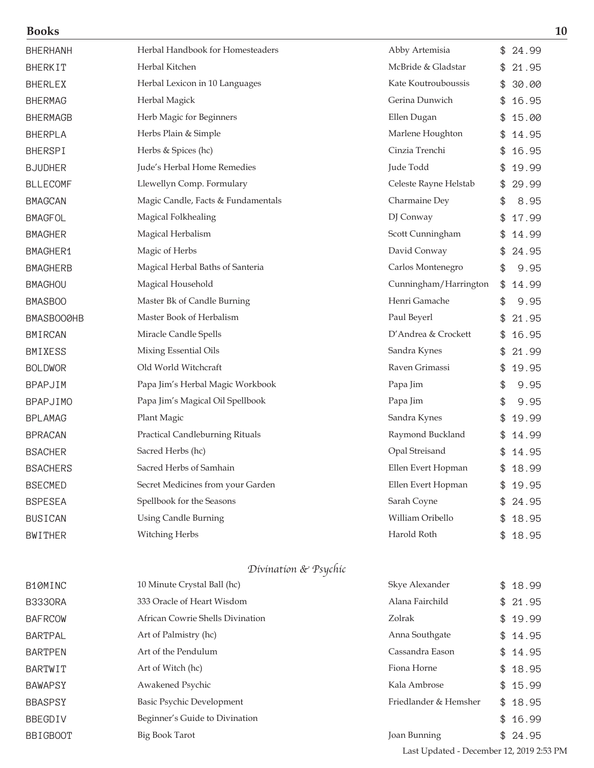## Books

| | | | |
|---|---|---|---|
| BHERHANH | Herbal Handbook for Homesteaders | Abby Artemisia | $ 24.99 |
| BHERKIT | Herbal Kitchen | McBride & Gladstar | $ 21.95 |
| BHERLEX | Herbal Lexicon in 10 Languages | Kate Koutrouboussis | $ 30.00 |
| BHERMAG | Herbal Magick | Gerina Dunwich | $ 16.95 |
| BHERMAGB | Herb Magic for Beginners | Ellen Dugan | $ 15.00 |
| BHERPLA | Herbs Plain & Simple | Marlene Houghton | $ 14.95 |
| BHERSPI | Herbs & Spices (hc) | Cinzia Trenchi | $ 16.95 |
| BJUDHER | Jude's Herbal Home Remedies | Jude Todd | $ 19.99 |
| BLLECOMF | Llewellyn Comp. Formulary | Celeste Rayne Helstab | $ 29.99 |
| BMAGCAN | Magic Candle, Facts & Fundamentals | Charmaine Dey | $ 8.95 |
| BMAGFOL | Magical Folkhealing | DJ Conway | $ 17.99 |
| BMAGHER | Magical Herbalism | Scott Cunningham | $ 14.99 |
| BMAGHER1 | Magic of Herbs | David Conway | $ 24.95 |
| BMAGHERB | Magical Herbal Baths of Santeria | Carlos Montenegro | $ 9.95 |
| BMAGHOU | Magical Household | Cunningham/Harrington | $ 14.99 |
| BMASBOO | Master Bk of Candle Burning | Henri Gamache | $ 9.95 |
| BMASBOO0HB | Master Book of Herbalism | Paul Beyerl | $ 21.95 |
| BMIRCAN | Miracle Candle Spells | D'Andrea & Crockett | $ 16.95 |
| BMIXESS | Mixing Essential Oils | Sandra Kynes | $ 21.99 |
| BOLDWOR | Old World Witchcraft | Raven Grimassi | $ 19.95 |
| BPAPJIM | Papa Jim's Herbal Magic Workbook | Papa Jim | $ 9.95 |
| BPAPJIMO | Papa Jim's Magical Oil Spellbook | Papa Jim | $ 9.95 |
| BPLAMAG | Plant Magic | Sandra Kynes | $ 19.99 |
| BPRACAN | Practical Candleburning Rituals | Raymond Buckland | $ 14.99 |
| BSACHER | Sacred Herbs (hc) | Opal Streisand | $ 14.95 |
| BSACHERS | Sacred Herbs of Samhain | Ellen Evert Hopman | $ 18.99 |
| BSECMED | Secret Medicines from your Garden | Ellen Evert Hopman | $ 19.95 |
| BSPESEA | Spellbook for the Seasons | Sarah Coyne | $ 24.95 |
| BUSICAN | Using Candle Burning | William Oribello | $ 18.95 |
| BWITHER | Witching Herbs | Harold Roth | $ 18.95 |

### *Divination & Psychic*

| | | | |
|---|---|---|---|
| B10MINC | 10 Minute Crystal Ball (hc) | Skye Alexander | $ 18.99 |
| B333ORA | 333 Oracle of Heart Wisdom | Alana Fairchild | $ 21.95 |
| BAFRCOW | African Cowrie Shells Divination | Zolrak | $ 19.99 |
| BARTPAL | Art of Palmistry (hc) | Anna Southgate | $ 14.95 |
| BARTPEN | Art of the Pendulum | Cassandra Eason | $ 14.95 |
| BARTWIT | Art of Witch (hc) | Fiona Horne | $ 18.95 |
| BAWAPSY | Awakened Psychic | Kala Ambrose | $ 15.99 |
| BBASPSY | Basic Psychic Development | Friedlander & Hemsher | $ 18.95 |
| BBEGDIV | Beginner's Guide to Divination | | $ 16.99 |
| BBIGBOOT | Big Book Tarot | Joan Bunning | $ 24.95 |

Last Updated - December 12, 2019 2:53 PM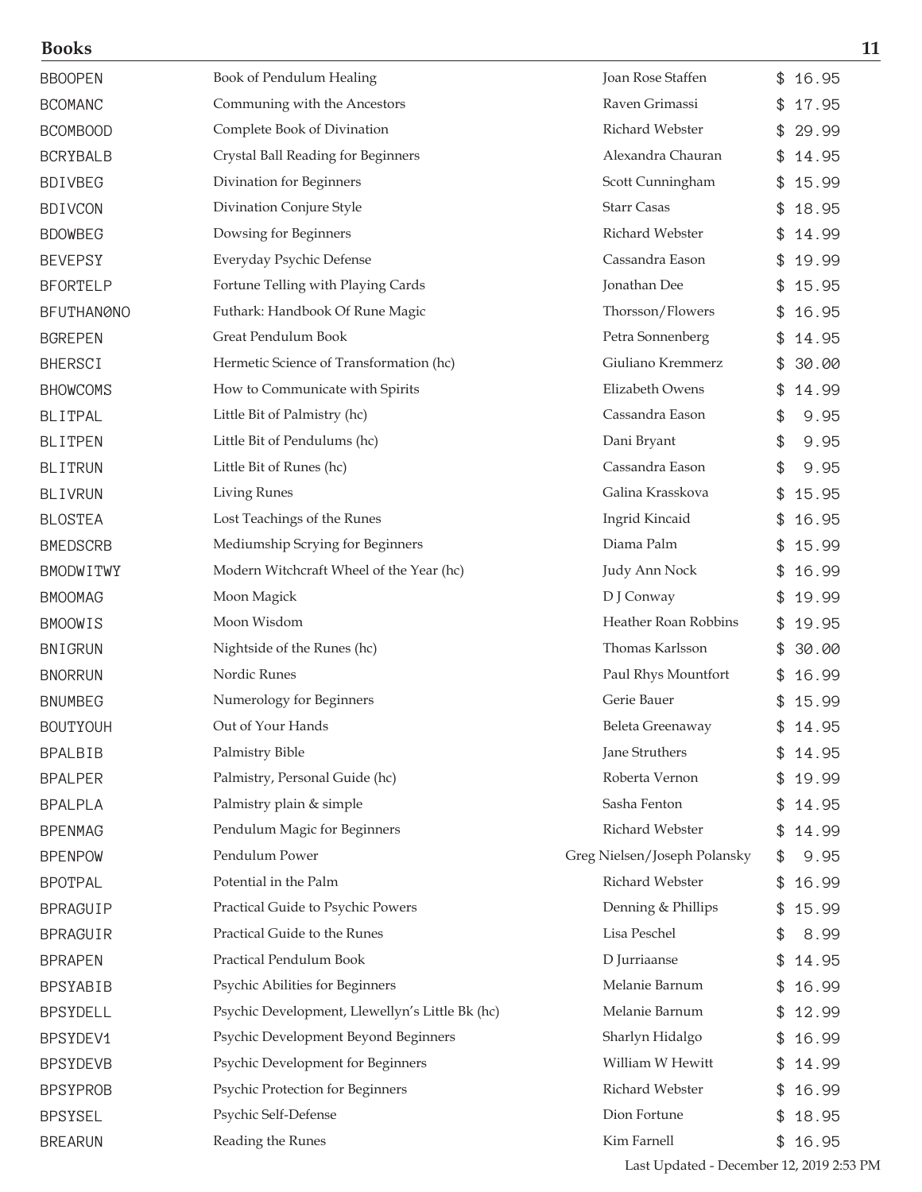| | | | |
|---|---|---|---|
| BBOOPEN | Book of Pendulum Healing | Joan Rose Staffen | $ 16.95 |
| BCOMANC | Communing with the Ancestors | Raven Grimassi | $ 17.95 |
| BCOMBOOD | Complete Book of Divination | Richard Webster | $ 29.99 |
| BCRYBALB | Crystal Ball Reading for Beginners | Alexandra Chauran | $ 14.95 |
| BDIVBEG | Divination for Beginners | Scott Cunningham | $ 15.99 |
| BDIVCON | Divination Conjure Style | Starr Casas | $ 18.95 |
| BDOWBEG | Dowsing for Beginners | Richard Webster | $ 14.99 |
| BEVEPSY | Everyday Psychic Defense | Cassandra Eason | $ 19.99 |
| BFORTELP | Fortune Telling with Playing Cards | Jonathan Dee | $ 15.95 |
| BFUTHAN0NO | Futhark: Handbook Of Rune Magic | Thorsson/Flowers | $ 16.95 |
| BGREPEN | Great Pendulum Book | Petra Sonnenberg | $ 14.95 |
| BHERSCI | Hermetic Science of Transformation (hc) | Giuliano Kremmerz | $ 30.00 |
| BHOWCOMS | How to Communicate with Spirits | Elizabeth Owens | $ 14.99 |
| BLITPAL | Little Bit of Palmistry (hc) | Cassandra Eason | $ 9.95 |
| BLITPEN | Little Bit of Pendulums (hc) | Dani Bryant | $ 9.95 |
| BLITRUN | Little Bit of Runes (hc) | Cassandra Eason | $ 9.95 |
| BLIVRUN | Living Runes | Galina Krasskova | $ 15.95 |
| BLOSTEA | Lost Teachings of the Runes | Ingrid Kincaid | $ 16.95 |
| BMEDSCRB | Mediumship Scrying for Beginners | Diama Palm | $ 15.99 |
| BMODWITWY | Modern Witchcraft Wheel of the Year (hc) | Judy Ann Nock | $ 16.99 |
| BMOOMAG | Moon Magick | D J Conway | $ 19.99 |
| BMOOWIS | Moon Wisdom | Heather Roan Robbins | $ 19.95 |
| BNIGRUN | Nightside of the Runes (hc) | Thomas Karlsson | $ 30.00 |
| BNORRUN | Nordic Runes | Paul Rhys Mountfort | $ 16.99 |
| BNUMBEG | Numerology for Beginners | Gerie Bauer | $ 15.99 |
| BOUTYOUH | Out of Your Hands | Beleta Greenaway | $ 14.95 |
| BPALBIB | Palmistry Bible | Jane Struthers | $ 14.95 |
| BPALPER | Palmistry, Personal Guide (hc) | Roberta Vernon | $ 19.99 |
| BPALPLA | Palmistry plain & simple | Sasha Fenton | $ 14.95 |
| BPENMAG | Pendulum Magic for Beginners | Richard Webster | $ 14.99 |
| BPENPOW | Pendulum Power | Greg Nielsen/Joseph Polansky | $ 9.95 |
| BPOTPAL | Potential in the Palm | Richard Webster | $ 16.99 |
| BPRAGUIP | Practical Guide to Psychic Powers | Denning & Phillips | $ 15.99 |
| BPRAGUIR | Practical Guide to the Runes | Lisa Peschel | $ 8.99 |
| BPRAPEN | Practical Pendulum Book | D Jurriaanse | $ 14.95 |
| BPSYABIB | Psychic Abilities for Beginners | Melanie Barnum | $ 16.99 |
| BPSYDELL | Psychic Development, Llewellyn's Little Bk (hc) | Melanie Barnum | $ 12.99 |
| BPSYDEV1 | Psychic Development Beyond Beginners | Sharlyn Hidalgo | $ 16.99 |
| BPSYDEVB | Psychic Development for Beginners | William W Hewitt | $ 14.99 |
| BPSYPROB | Psychic Protection for Beginners | Richard Webster | $ 16.99 |
| BPSYSEL | Psychic Self-Defense | Dion Fortune | $ 18.95 |
| BREARUN | Reading the Runes | Kim Farnell | $ 16.95 |

Last Updated - December 12, 2019 2:53 PM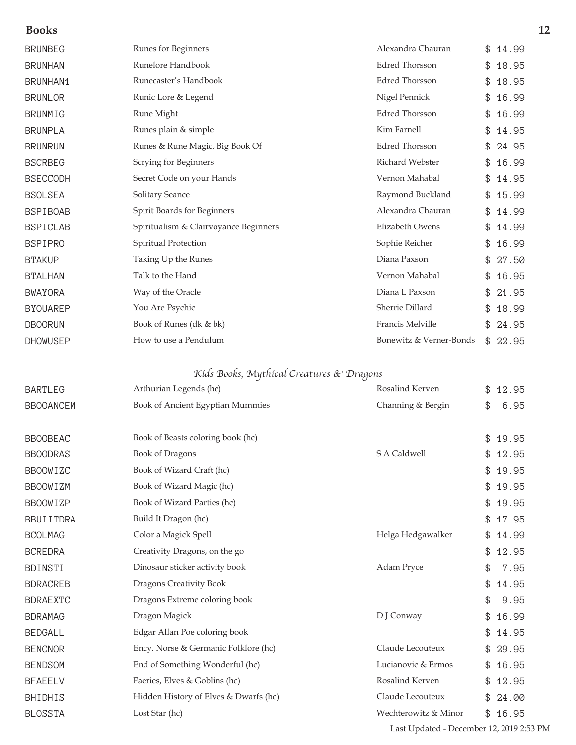# Books

| Code | Title | Author | Price |
|---|---|---|---|
| BRUNBEG | Runes for Beginners | Alexandra Chauran | $ 14.99 |
| BRUNHAN | Runelore Handbook | Edred Thorsson | $ 18.95 |
| BRUNHAN1 | Runecaster's Handbook | Edred Thorsson | $ 18.95 |
| BRUNLOR | Runic Lore & Legend | Nigel Pennick | $ 16.99 |
| BRUNMIG | Rune Might | Edred Thorsson | $ 16.99 |
| BRUNPLA | Runes plain & simple | Kim Farnell | $ 14.95 |
| BRUNRUN | Runes & Rune Magic, Big Book Of | Edred Thorsson | $ 24.95 |
| BSCRBEG | Scrying for Beginners | Richard Webster | $ 16.99 |
| BSECCODH | Secret Code on your Hands | Vernon Mahabal | $ 14.95 |
| BSOLSEA | Solitary Seance | Raymond Buckland | $ 15.99 |
| BSPIBOAB | Spirit Boards for Beginners | Alexandra Chauran | $ 14.99 |
| BSPICLAB | Spiritualism & Clairvoyance Beginners | Elizabeth Owens | $ 14.99 |
| BSPIPRO | Spiritual Protection | Sophie Reicher | $ 16.99 |
| BTAKUP | Taking Up the Runes | Diana Paxson | $ 27.50 |
| BTALHAN | Talk to the Hand | Vernon Mahabal | $ 16.95 |
| BWAYORA | Way of the Oracle | Diana L Paxson | $ 21.95 |
| BYOUAREP | You Are Psychic | Sherrie Dillard | $ 18.99 |
| DBOORUN | Book of Runes (dk & bk) | Francis Melville | $ 24.95 |
| DHOWUSEP | How to use a Pendulum | Bonewitz & Verner-Bonds | $ 22.95 |

## *Kids Books, Mythical Creatures & Dragons*

| Code | Title | Author | Price |
|---|---|---|---|
| BARTLEG | Arthurian Legends (hc) | Rosalind Kerven | $ 12.95 |
| BBOOANCEM | Book of Ancient Egyptian Mummies | Channing & Bergin | $ 6.95 |
| BBOOBEAC | Book of Beasts coloring book (hc) | | $ 19.95 |
| BBOODRAS | Book of Dragons | S A Caldwell | $ 12.95 |
| BBOOWIZC | Book of Wizard Craft (hc) | | $ 19.95 |
| BBOOWIZM | Book of Wizard Magic (hc) | | $ 19.95 |
| BBOOWIZP | Book of Wizard Parties (hc) | | $ 19.95 |
| BBUIITDRA | Build It Dragon (hc) | | $ 17.95 |
| BCOLMAG | Color a Magick Spell | Helga Hedgawalker | $ 14.99 |
| BCREDRA | Creativity Dragons, on the go | | $ 12.95 |
| BDINSTI | Dinosaur sticker activity book | Adam Pryce | $ 7.95 |
| BDRACREB | Dragons Creativity Book | | $ 14.95 |
| BDRAEXTC | Dragons Extreme coloring book | | $ 9.95 |
| BDRAMAG | Dragon Magick | D J Conway | $ 16.99 |
| BEDGALL | Edgar Allan Poe coloring book | | $ 14.95 |
| BENCNOR | Ency. Norse & Germanic Folklore (hc) | Claude Lecouteux | $ 29.95 |
| BENDSOM | End of Something Wonderful (hc) | Lucianovic & Ermos | $ 16.95 |
| BFAEELV | Faeries, Elves & Goblins (hc) | Rosalind Kerven | $ 12.95 |
| BHIDHIS | Hidden History of Elves & Dwarfs (hc) | Claude Lecouteux | $ 24.00 |
| BLOSSTA | Lost Star (hc) | Wechterowitz & Minor | $ 16.95 |

Last Updated - December 12, 2019 2:53 PM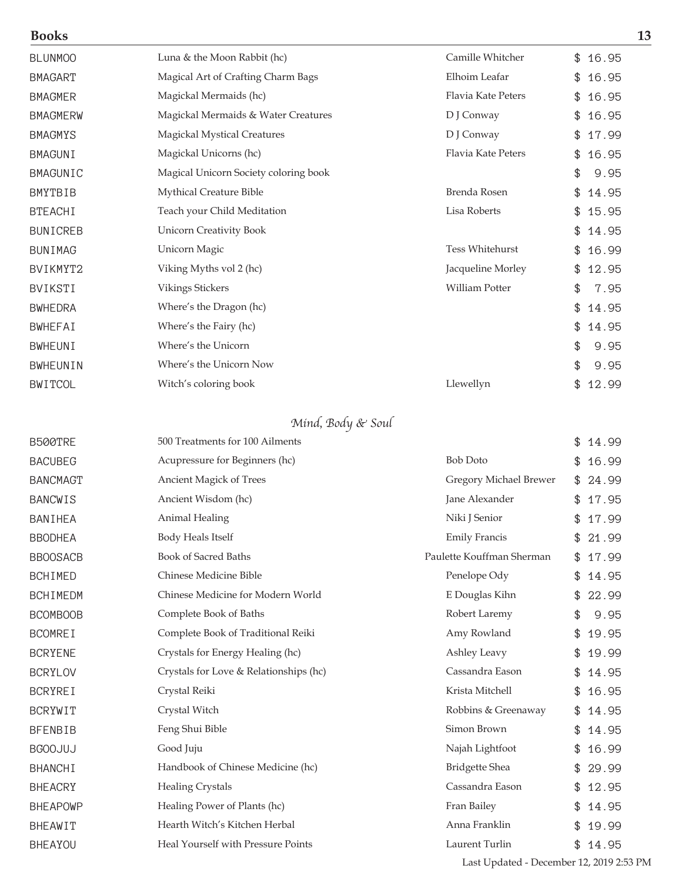## Books

| | | | |
|---|---|---|---|
| BLUNMOO | Luna & the Moon Rabbit (hc) | Camille Whitcher | $ 16.95 |
| BMAGART | Magical Art of Crafting Charm Bags | Elhoim Leafar | $ 16.95 |
| BMAGMER | Magickal Mermaids (hc) | Flavia Kate Peters | $ 16.95 |
| BMAGMERW | Magickal Mermaids & Water Creatures | D J Conway | $ 16.95 |
| BMAGMYS | Magickal Mystical Creatures | D J Conway | $ 17.99 |
| BMAGUNI | Magickal Unicorns (hc) | Flavia Kate Peters | $ 16.95 |
| BMAGUNIC | Magical Unicorn Society coloring book | | $ 9.95 |
| BMYTBIB | Mythical Creature Bible | Brenda Rosen | $ 14.95 |
| BTEACHI | Teach your Child Meditation | Lisa Roberts | $ 15.95 |
| BUNICREB | Unicorn Creativity Book | | $ 14.95 |
| BUNIMAG | Unicorn Magic | Tess Whitehurst | $ 16.99 |
| BVIKMYT2 | Viking Myths vol 2 (hc) | Jacqueline Morley | $ 12.95 |
| BVIKSTI | Vikings Stickers | William Potter | $ 7.95 |
| BWHEDRA | Where's the Dragon (hc) | | $ 14.95 |
| BWHEFAI | Where's the Fairy (hc) | | $ 14.95 |
| BWHEUNI | Where's the Unicorn | | $ 9.95 |
| BWHEUNIN | Where's the Unicorn Now | | $ 9.95 |
| BWITCOL | Witch's coloring book | Llewellyn | $ 12.99 |

### *Mind, Body & Soul*

| | | | |
|---|---|---|---|
| B500TRE | 500 Treatments for 100 Ailments | | $ 14.99 |
| BACUBEG | Acupressure for Beginners (hc) | Bob Doto | $ 16.99 |
| BANCMAGT | Ancient Magick of Trees | Gregory Michael Brewer | $ 24.99 |
| BANCWIS | Ancient Wisdom (hc) | Jane Alexander | $ 17.95 |
| BANIHEA | Animal Healing | Niki J Senior | $ 17.99 |
| BBODHEA | Body Heals Itself | Emily Francis | $ 21.99 |
| BBOOSACB | Book of Sacred Baths | Paulette Kouffman Sherman | $ 17.99 |
| BCHIMED | Chinese Medicine Bible | Penelope Ody | $ 14.95 |
| BCHIMEDM | Chinese Medicine for Modern World | E Douglas Kihn | $ 22.99 |
| BCOMBOOB | Complete Book of Baths | Robert Laremy | $ 9.95 |
| BCOMREI | Complete Book of Traditional Reiki | Amy Rowland | $ 19.95 |
| BCRYENE | Crystals for Energy Healing (hc) | Ashley Leavy | $ 19.99 |
| BCRYLOV | Crystals for Love & Relationships (hc) | Cassandra Eason | $ 14.95 |
| BCRYREI | Crystal Reiki | Krista Mitchell | $ 16.95 |
| BCRYWIT | Crystal Witch | Robbins & Greenaway | $ 14.95 |
| BFENBIB | Feng Shui Bible | Simon Brown | $ 14.95 |
| BGOOJUJ | Good Juju | Najah Lightfoot | $ 16.99 |
| BHANCHI | Handbook of Chinese Medicine (hc) | Bridgette Shea | $ 29.99 |
| BHEACRY | Healing Crystals | Cassandra Eason | $ 12.95 |
| BHEAPOWP | Healing Power of Plants (hc) | Fran Bailey | $ 14.95 |
| BHEAWIT | Hearth Witch's Kitchen Herbal | Anna Franklin | $ 19.99 |
| BHEAYOU | Heal Yourself with Pressure Points | Laurent Turlin | $ 14.95 |

Last Updated - December 12, 2019 2:53 PM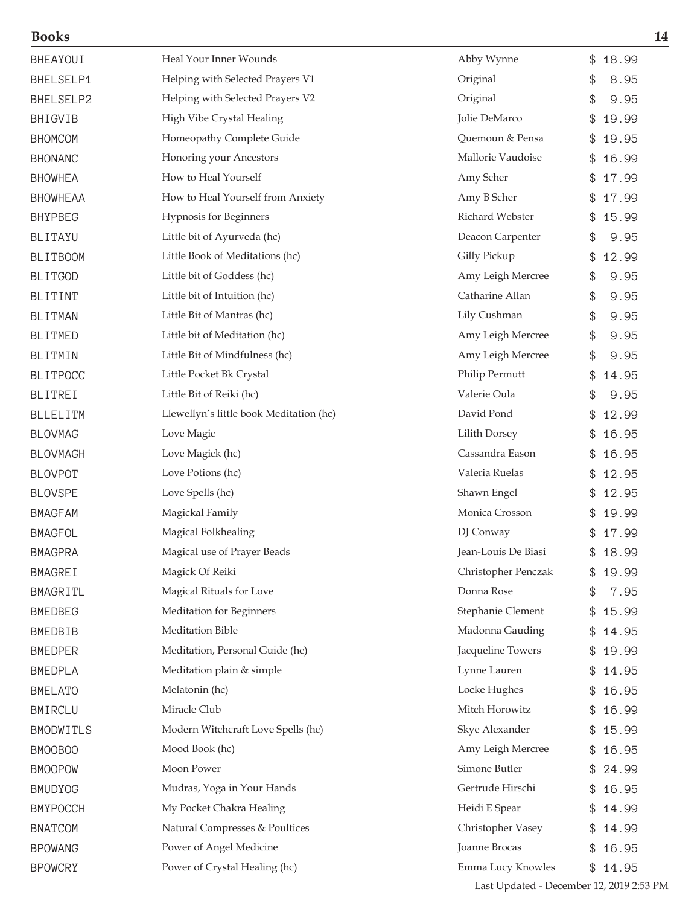| | | | |
|---|---|---|---|
| BHEAYOUI | Heal Your Inner Wounds | Abby Wynne | $ 18.99 |
| BHELSELP1 | Helping with Selected Prayers V1 | Original | $ 8.95 |
| BHELSELP2 | Helping with Selected Prayers V2 | Original | $ 9.95 |
| BHIGVIB | High Vibe Crystal Healing | Jolie DeMarco | $ 19.99 |
| BHOMCOM | Homeopathy Complete Guide | Quemoun & Pensa | $ 19.95 |
| BHONANC | Honoring your Ancestors | Mallorie Vaudoise | $ 16.99 |
| BHOWHEA | How to Heal Yourself | Amy Scher | $ 17.99 |
| BHOWHEAA | How to Heal Yourself from Anxiety | Amy B Scher | $ 17.99 |
| BHYPBEG | Hypnosis for Beginners | Richard Webster | $ 15.99 |
| BLITAYU | Little bit of Ayurveda (hc) | Deacon Carpenter | $ 9.95 |
| BLITBOOM | Little Book of Meditations (hc) | Gilly Pickup | $ 12.99 |
| BLITGOD | Little bit of Goddess (hc) | Amy Leigh Mercree | $ 9.95 |
| BLITINT | Little bit of Intuition (hc) | Catharine Allan | $ 9.95 |
| BLITMAN | Little Bit of Mantras (hc) | Lily Cushman | $ 9.95 |
| BLITMED | Little bit of Meditation (hc) | Amy Leigh Mercree | $ 9.95 |
| BLITMIN | Little Bit of Mindfulness (hc) | Amy Leigh Mercree | $ 9.95 |
| BLITPOCC | Little Pocket Bk Crystal | Philip Permutt | $ 14.95 |
| BLITREI | Little Bit of Reiki (hc) | Valerie Oula | $ 9.95 |
| BLLELITM | Llewellyn's little book Meditation (hc) | David Pond | $ 12.99 |
| BLOVMAG | Love Magic | Lilith Dorsey | $ 16.95 |
| BLOVMAGH | Love Magick (hc) | Cassandra Eason | $ 16.95 |
| BLOVPOT | Love Potions (hc) | Valeria Ruelas | $ 12.95 |
| BLOVSPE | Love Spells (hc) | Shawn Engel | $ 12.95 |
| BMAGFAM | Magickal Family | Monica Crosson | $ 19.99 |
| BMAGFOL | Magical Folkhealing | DJ Conway | $ 17.99 |
| BMAGPRA | Magical use of Prayer Beads | Jean-Louis De Biasi | $ 18.99 |
| BMAGREI | Magick Of Reiki | Christopher Penczak | $ 19.99 |
| BMAGRITL | Magical Rituals for Love | Donna Rose | $ 7.95 |
| BMEDBEG | Meditation for Beginners | Stephanie Clement | $ 15.99 |
| BMEDBIB | Meditation Bible | Madonna Gauding | $ 14.95 |
| BMEDPER | Meditation, Personal Guide (hc) | Jacqueline Towers | $ 19.99 |
| BMEDPLA | Meditation plain & simple | Lynne Lauren | $ 14.95 |
| BMELATO | Melatonin (hc) | Locke Hughes | $ 16.95 |
| BMIRCLU | Miracle Club | Mitch Horowitz | $ 16.99 |
| BMODWITLS | Modern Witchcraft Love Spells (hc) | Skye Alexander | $ 15.99 |
| BMOOBOO | Mood Book (hc) | Amy Leigh Mercree | $ 16.95 |
| BMOOPOW | Moon Power | Simone Butler | $ 24.99 |
| BMUDYOG | Mudras, Yoga in Your Hands | Gertrude Hirschi | $ 16.95 |
| BMYPOCCH | My Pocket Chakra Healing | Heidi E Spear | $ 14.99 |
| BNATCOM | Natural Compresses & Poultices | Christopher Vasey | $ 14.99 |
| BPOWANG | Power of Angel Medicine | Joanne Brocas | $ 16.95 |
| BPOWCRY | Power of Crystal Healing (hc) | Emma Lucy Knowles | $ 14.95 |

Last Updated - December 12, 2019 2:53 PM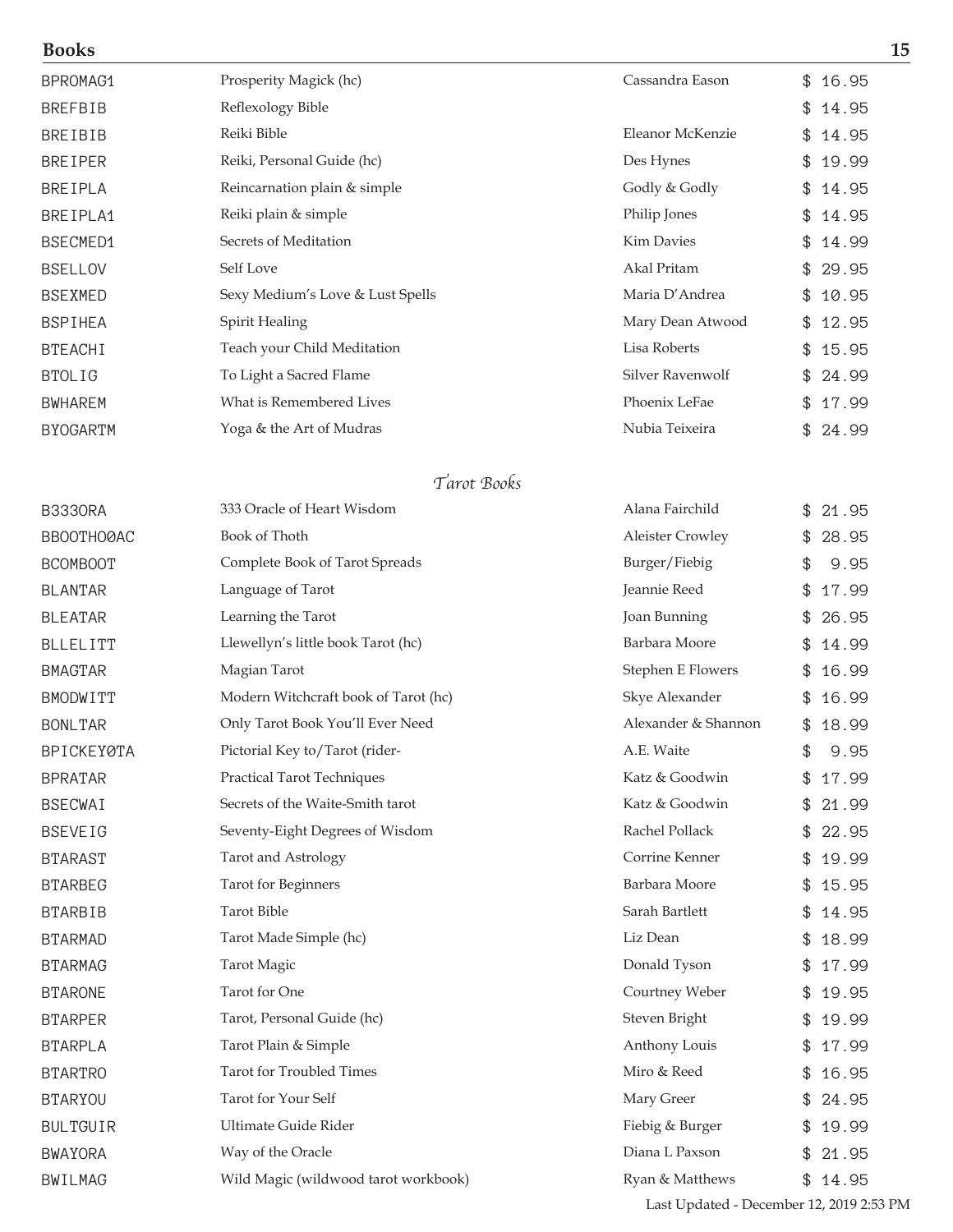| | | | |
|---|---|---|---|
| BPROMAG1 | Prosperity Magick (hc) | Cassandra Eason | $ 16.95 |
| BREFBIB | Reflexology Bible | | $ 14.95 |
| BREIBIB | Reiki Bible | Eleanor McKenzie | $ 14.95 |
| BREIPER | Reiki, Personal Guide (hc) | Des Hynes | $ 19.99 |
| BREIPLA | Reincarnation plain & simple | Godly & Godly | $ 14.95 |
| BREIPLA1 | Reiki plain & simple | Philip Jones | $ 14.95 |
| BSECMED1 | Secrets of Meditation | Kim Davies | $ 14.99 |
| BSELLOV | Self Love | Akal Pritam | $ 29.95 |
| BSEXMED | Sexy Medium's Love & Lust Spells | Maria D'Andrea | $ 10.95 |
| BSPIHEA | Spirit Healing | Mary Dean Atwood | $ 12.95 |
| BTEACHI | Teach your Child Meditation | Lisa Roberts | $ 15.95 |
| BTOLIG | To Light a Sacred Flame | Silver Ravenwolf | $ 24.99 |
| BWHAREM | What is Remembered Lives | Phoenix LeFae | $ 17.99 |
| BYOGARTM | Yoga & the Art of Mudras | Nubia Teixeira | $ 24.99 |

*Tarot Books*

| | | | |
|---|---|---|---|
| B333ORA | 333 Oracle of Heart Wisdom | Alana Fairchild | $ 21.95 |
| BBOOTHO0AC | Book of Thoth | Aleister Crowley | $ 28.95 |
| BCOMBOOT | Complete Book of Tarot Spreads | Burger/Fiebig | $ 9.95 |
| BLANTAR | Language of Tarot | Jeannie Reed | $ 17.99 |
| BLEATAR | Learning the Tarot | Joan Bunning | $ 26.95 |
| BLLELITT | Llewellyn's little book Tarot (hc) | Barbara Moore | $ 14.99 |
| BMAGTAR | Magian Tarot | Stephen E Flowers | $ 16.99 |
| BMODWITT | Modern Witchcraft book of Tarot (hc) | Skye Alexander | $ 16.99 |
| BONLTAR | Only Tarot Book You'll Ever Need | Alexander & Shannon | $ 18.99 |
| BPICKEY0TA | Pictorial Key to/Tarot (rider- | A.E. Waite | $ 9.95 |
| BPRATAR | Practical Tarot Techniques | Katz & Goodwin | $ 17.99 |
| BSECWAI | Secrets of the Waite-Smith tarot | Katz & Goodwin | $ 21.99 |
| BSEVEIG | Seventy-Eight Degrees of Wisdom | Rachel Pollack | $ 22.95 |
| BTARAST | Tarot and Astrology | Corrine Kenner | $ 19.99 |
| BTARBEG | Tarot for Beginners | Barbara Moore | $ 15.95 |
| BTARBIB | Tarot Bible | Sarah Bartlett | $ 14.95 |
| BTARMAD | Tarot Made Simple (hc) | Liz Dean | $ 18.99 |
| BTARMAG | Tarot Magic | Donald Tyson | $ 17.99 |
| BTARONE | Tarot for One | Courtney Weber | $ 19.95 |
| BTARPER | Tarot, Personal Guide (hc) | Steven Bright | $ 19.99 |
| BTARPLA | Tarot Plain & Simple | Anthony Louis | $ 17.99 |
| BTARTRO | Tarot for Troubled Times | Miro & Reed | $ 16.95 |
| BTARYOU | Tarot for Your Self | Mary Greer | $ 24.95 |
| BULTGUIR | Ultimate Guide Rider | Fiebig & Burger | $ 19.99 |
| BWAYORA | Way of the Oracle | Diana L Paxson | $ 21.95 |
| BWILMAG | Wild Magic (wildwood tarot workbook) | Ryan & Matthews | $ 14.95 |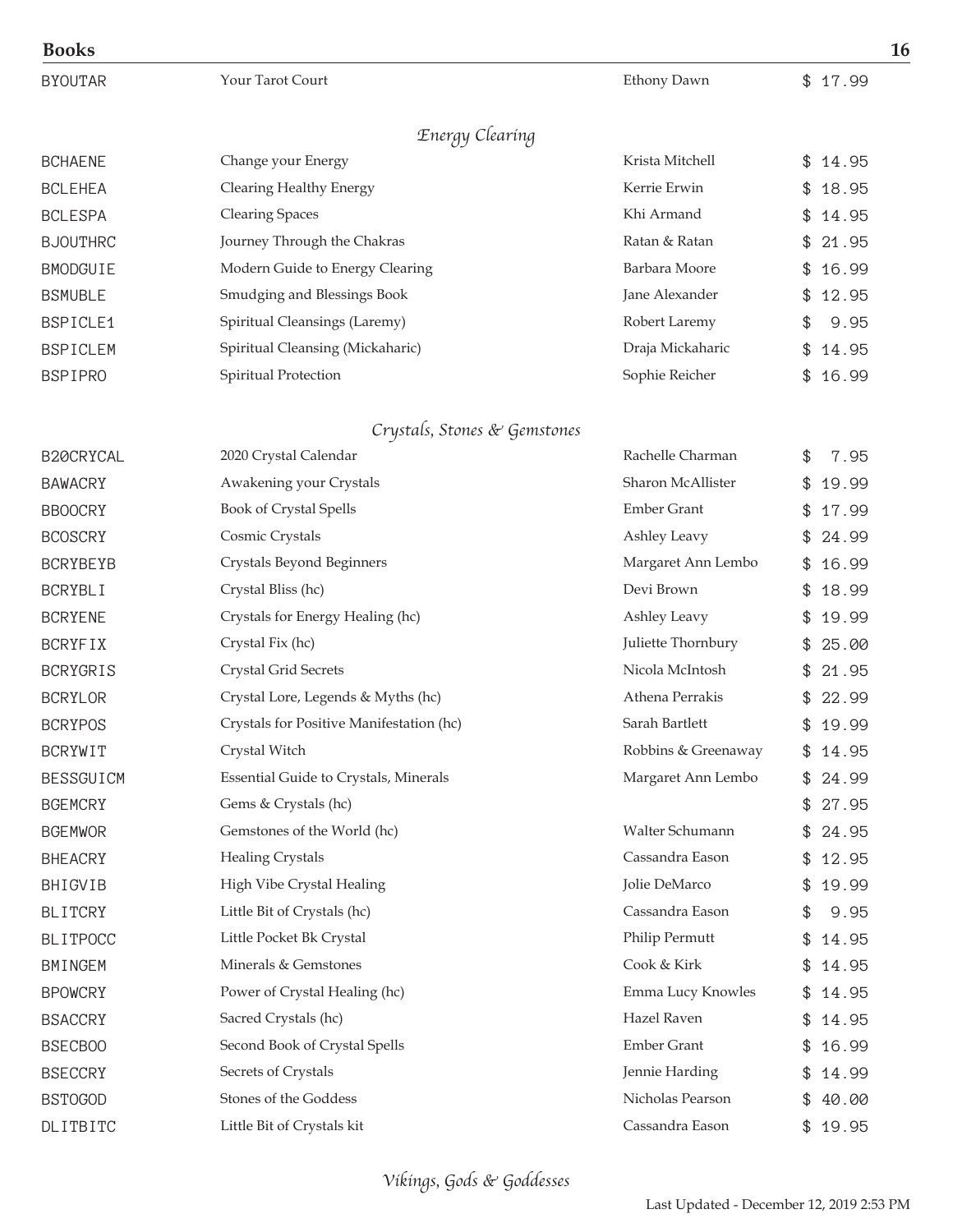| | | | |
|---|---|---|---|
| BYOUTAR | Your Tarot Court | Ethony Dawn | $ 17.99 |

## *Energy Clearing*

| | | | |
|---|---|---|---|
| BCHAENE | Change your Energy | Krista Mitchell | $ 14.95 |
| BCLEHEA | Clearing Healthy Energy | Kerrie Erwin | $ 18.95 |
| BCLESPA | Clearing Spaces | Khi Armand | $ 14.95 |
| BJOUTHRC | Journey Through the Chakras | Ratan & Ratan | $ 21.95 |
| BMODGUIE | Modern Guide to Energy Clearing | Barbara Moore | $ 16.99 |
| BSMUBLE | Smudging and Blessings Book | Jane Alexander | $ 12.95 |
| BSPICLE1 | Spiritual Cleansings (Laremy) | Robert Laremy | $ 9.95 |
| BSPICLEM | Spiritual Cleansing (Mickaharic) | Draja Mickaharic | $ 14.95 |
| BSPIPRO | Spiritual Protection | Sophie Reicher | $ 16.99 |

## *Crystals, Stones & Gemstones*

| | | | |
|---|---|---|---|
| B20CRYCAL | 2020 Crystal Calendar | Rachelle Charman | $ 7.95 |
| BAWACRY | Awakening your Crystals | Sharon McAllister | $ 19.99 |
| BBOOCRY | Book of Crystal Spells | Ember Grant | $ 17.99 |
| BCOSCRY | Cosmic Crystals | Ashley Leavy | $ 24.99 |
| BCRYBEYB | Crystals Beyond Beginners | Margaret Ann Lembo | $ 16.99 |
| BCRYBLI | Crystal Bliss (hc) | Devi Brown | $ 18.99 |
| BCRYENE | Crystals for Energy Healing (hc) | Ashley Leavy | $ 19.99 |
| BCRYFIX | Crystal Fix (hc) | Juliette Thornbury | $ 25.00 |
| BCRYGRIS | Crystal Grid Secrets | Nicola McIntosh | $ 21.95 |
| BCRYLOR | Crystal Lore, Legends & Myths (hc) | Athena Perrakis | $ 22.99 |
| BCRYPOS | Crystals for Positive Manifestation (hc) | Sarah Bartlett | $ 19.99 |
| BCRYWIT | Crystal Witch | Robbins & Greenaway | $ 14.95 |
| BESSGUICM | Essential Guide to Crystals, Minerals | Margaret Ann Lembo | $ 24.99 |
| BGEMCRY | Gems & Crystals (hc) | | $ 27.95 |
| BGEMWOR | Gemstones of the World (hc) | Walter Schumann | $ 24.95 |
| BHEACRY | Healing Crystals | Cassandra Eason | $ 12.95 |
| BHIGVIB | High Vibe Crystal Healing | Jolie DeMarco | $ 19.99 |
| BLITCRY | Little Bit of Crystals (hc) | Cassandra Eason | $ 9.95 |
| BLITPOCC | Little Pocket Bk Crystal | Philip Permutt | $ 14.95 |
| BMINGEM | Minerals & Gemstones | Cook & Kirk | $ 14.95 |
| BPOWCRY | Power of Crystal Healing (hc) | Emma Lucy Knowles | $ 14.95 |
| BSACCRY | Sacred Crystals (hc) | Hazel Raven | $ 14.95 |
| BSECBOO | Second Book of Crystal Spells | Ember Grant | $ 16.99 |
| BSECCRY | Secrets of Crystals | Jennie Harding | $ 14.99 |
| BSTOGOD | Stones of the Goddess | Nicholas Pearson | $ 40.00 |
| DLITBITC | Little Bit of Crystals kit | Cassandra Eason | $ 19.95 |

## *Vikings, Gods & Goddesses*

Last Updated - December 12, 2019 2:53 PM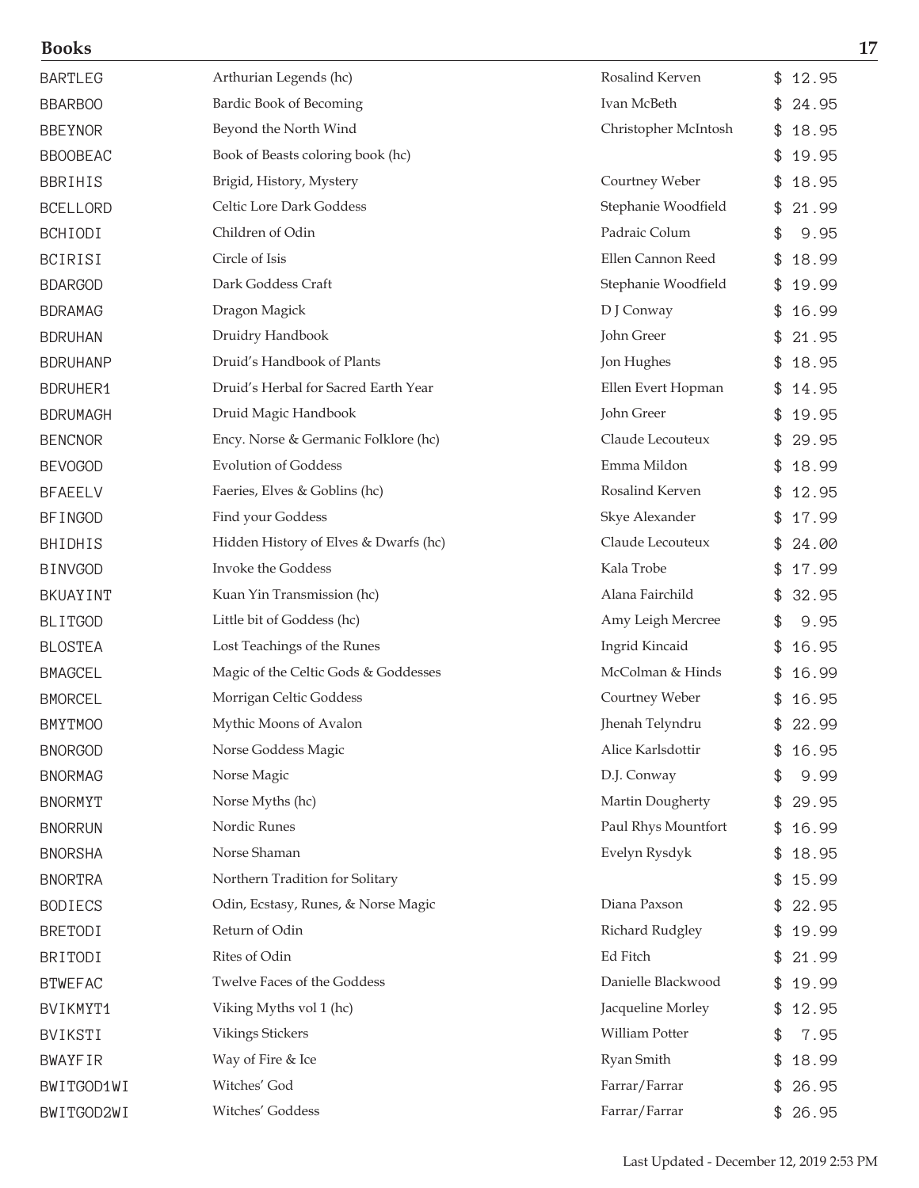# Books

| | | | |
|---|---|---|---|
| BARTLEG | Arthurian Legends (hc) | Rosalind Kerven | $ 12.95 |
| BBARBOO | Bardic Book of Becoming | Ivan McBeth | $ 24.95 |
| BBEYNOR | Beyond the North Wind | Christopher McIntosh | $ 18.95 |
| BBOOBEAC | Book of Beasts coloring book (hc) | | $ 19.95 |
| BBRIHIS | Brigid, History, Mystery | Courtney Weber | $ 18.95 |
| BCELLORD | Celtic Lore Dark Goddess | Stephanie Woodfield | $ 21.99 |
| BCHIODI | Children of Odin | Padraic Colum | $ 9.95 |
| BCIRISI | Circle of Isis | Ellen Cannon Reed | $ 18.99 |
| BDARGOD | Dark Goddess Craft | Stephanie Woodfield | $ 19.99 |
| BDRAMAG | Dragon Magick | D J Conway | $ 16.99 |
| BDRUHAN | Druidry Handbook | John Greer | $ 21.95 |
| BDRUHANP | Druid's Handbook of Plants | Jon Hughes | $ 18.95 |
| BDRUHER1 | Druid's Herbal for Sacred Earth Year | Ellen Evert Hopman | $ 14.95 |
| BDRUMAGH | Druid Magic Handbook | John Greer | $ 19.95 |
| BENCNOR | Ency. Norse & Germanic Folklore (hc) | Claude Lecouteux | $ 29.95 |
| BEVOGOD | Evolution of Goddess | Emma Mildon | $ 18.99 |
| BFAEELV | Faeries, Elves & Goblins (hc) | Rosalind Kerven | $ 12.95 |
| BFINGOD | Find your Goddess | Skye Alexander | $ 17.99 |
| BHIDHIS | Hidden History of Elves & Dwarfs (hc) | Claude Lecouteux | $ 24.00 |
| BINVGOD | Invoke the Goddess | Kala Trobe | $ 17.99 |
| BKUAYINT | Kuan Yin Transmission (hc) | Alana Fairchild | $ 32.95 |
| BLITGOD | Little bit of Goddess (hc) | Amy Leigh Mercree | $ 9.95 |
| BLOSTEA | Lost Teachings of the Runes | Ingrid Kincaid | $ 16.95 |
| BMAGCEL | Magic of the Celtic Gods & Goddesses | McColman & Hinds | $ 16.99 |
| BMORCEL | Morrigan Celtic Goddess | Courtney Weber | $ 16.95 |
| BMYTMOO | Mythic Moons of Avalon | Jhenah Telyndru | $ 22.99 |
| BNORGOD | Norse Goddess Magic | Alice Karlsdottir | $ 16.95 |
| BNORMAG | Norse Magic | D.J. Conway | $ 9.99 |
| BNORMYT | Norse Myths (hc) | Martin Dougherty | $ 29.95 |
| BNORRUN | Nordic Runes | Paul Rhys Mountfort | $ 16.99 |
| BNORSHA | Norse Shaman | Evelyn Rysdyk | $ 18.95 |
| BNORTRA | Northern Tradition for Solitary | | $ 15.99 |
| BODIECS | Odin, Ecstasy, Runes, & Norse Magic | Diana Paxson | $ 22.95 |
| BRETODI | Return of Odin | Richard Rudgley | $ 19.99 |
| BRITODI | Rites of Odin | Ed Fitch | $ 21.99 |
| BTWEFAC | Twelve Faces of the Goddess | Danielle Blackwood | $ 19.99 |
| BVIKMYT1 | Viking Myths vol 1 (hc) | Jacqueline Morley | $ 12.95 |
| BVIKSTI | Vikings Stickers | William Potter | $ 7.95 |
| BWAYFIR | Way of Fire & Ice | Ryan Smith | $ 18.99 |
| BWITGOD1WI | Witches' God | Farrar/Farrar | $ 26.95 |
| BWITGOD2WI | Witches' Goddess | Farrar/Farrar | $ 26.95 |

Last Updated - December 12, 2019 2:53 PM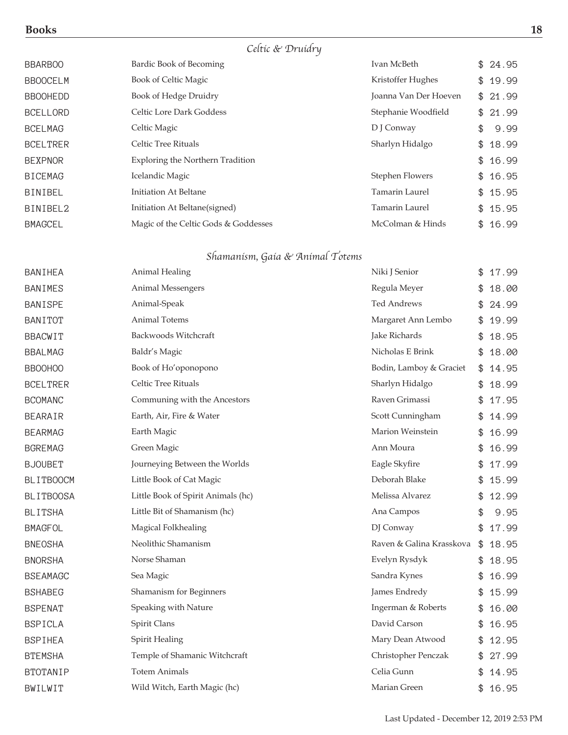## Books

### *Celtic & Druidry*

| | | | |
|---|---|---|---|
| BBARBOO | Bardic Book of Becoming | Ivan McBeth | $ 24.95 |
| BBOOCELM | Book of Celtic Magic | Kristoffer Hughes | $ 19.99 |
| BBOOHEDD | Book of Hedge Druidry | Joanna Van Der Hoeven | $ 21.99 |
| BCELLORD | Celtic Lore Dark Goddess | Stephanie Woodfield | $ 21.99 |
| BCELMAG | Celtic Magic | D J Conway | $ 9.99 |
| BCELTRER | Celtic Tree Rituals | Sharlyn Hidalgo | $ 18.99 |
| BEXPNOR | Exploring the Northern Tradition | | $ 16.99 |
| BICEMAG | Icelandic Magic | Stephen Flowers | $ 16.95 |
| BINIBEL | Initiation At Beltane | Tamarin Laurel | $ 15.95 |
| BINIBEL2 | Initiation At Beltane(signed) | Tamarin Laurel | $ 15.95 |
| BMAGCEL | Magic of the Celtic Gods & Goddesses | McColman & Hinds | $ 16.99 |

### *Shamanism, Gaia & Animal Totems*

| | | | |
|---|---|---|---|
| BANIHEA | Animal Healing | Niki J Senior | $ 17.99 |
| BANIMES | Animal Messengers | Regula Meyer | $ 18.00 |
| BANISPE | Animal-Speak | Ted Andrews | $ 24.99 |
| BANITOT | Animal Totems | Margaret Ann Lembo | $ 19.99 |
| BBACWIT | Backwoods Witchcraft | Jake Richards | $ 18.95 |
| BBALMAG | Baldr's Magic | Nicholas E Brink | $ 18.00 |
| BBOOHOO | Book of Ho'oponopono | Bodin, Lamboy & Graciet | $ 14.95 |
| BCELTRER | Celtic Tree Rituals | Sharlyn Hidalgo | $ 18.99 |
| BCOMANC | Communing with the Ancestors | Raven Grimassi | $ 17.95 |
| BEARAIR | Earth, Air, Fire & Water | Scott Cunningham | $ 14.99 |
| BEARMAG | Earth Magic | Marion Weinstein | $ 16.99 |
| BGREMAG | Green Magic | Ann Moura | $ 16.99 |
| BJOUBET | Journeying Between the Worlds | Eagle Skyfire | $ 17.99 |
| BLITBOOCM | Little Book of Cat Magic | Deborah Blake | $ 15.99 |
| BLITBOOSA | Little Book of Spirit Animals (hc) | Melissa Alvarez | $ 12.99 |
| BLITSHA | Little Bit of Shamanism (hc) | Ana Campos | $ 9.95 |
| BMAGFOL | Magical Folkhealing | DJ Conway | $ 17.99 |
| BNEOSHA | Neolithic Shamanism | Raven & Galina Krasskova | $ 18.95 |
| BNORSHA | Norse Shaman | Evelyn Rysdyk | $ 18.95 |
| BSEAMAGC | Sea Magic | Sandra Kynes | $ 16.99 |
| BSHABEG | Shamanism for Beginners | James Endredy | $ 15.99 |
| BSPENAT | Speaking with Nature | Ingerman & Roberts | $ 16.00 |
| BSPICLA | Spirit Clans | David Carson | $ 16.95 |
| BSPIHEA | Spirit Healing | Mary Dean Atwood | $ 12.95 |
| BTEMSHA | Temple of Shamanic Witchcraft | Christopher Penczak | $ 27.99 |
| BTOTANIP | Totem Animals | Celia Gunn | $ 14.95 |
| BWILWIT | Wild Witch, Earth Magic (hc) | Marian Green | $ 16.95 |

Last Updated - December 12, 2019 2:53 PM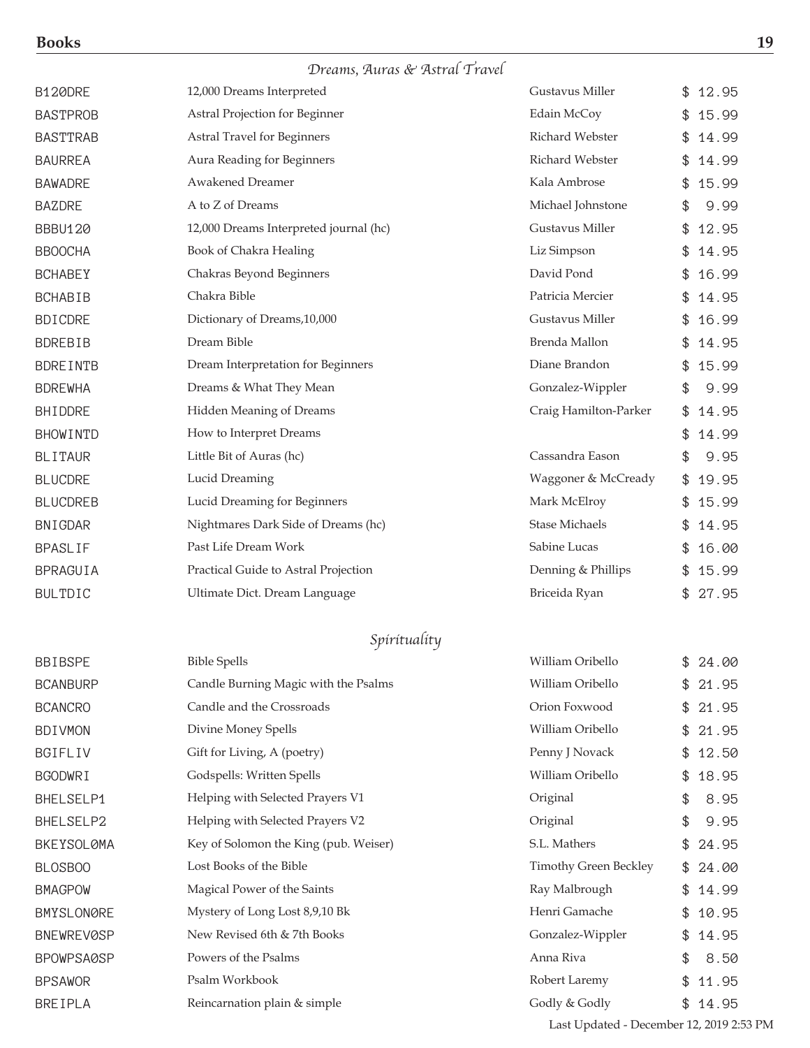## Dreams, Auras & Astral Travel

| | | | |
|---|---|---|---|
| B120DRE | 12,000 Dreams Interpreted | Gustavus Miller | $ 12.95 |
| BASTPROB | Astral Projection for Beginner | Edain McCoy | $ 15.99 |
| BASTTRAB | Astral Travel for Beginners | Richard Webster | $ 14.99 |
| BAURREA | Aura Reading for Beginners | Richard Webster | $ 14.99 |
| BAWADRE | Awakened Dreamer | Kala Ambrose | $ 15.99 |
| BAZDRE | A to Z of Dreams | Michael Johnstone | $ 9.99 |
| BBBU120 | 12,000 Dreams Interpreted journal (hc) | Gustavus Miller | $ 12.95 |
| BBOOCHA | Book of Chakra Healing | Liz Simpson | $ 14.95 |
| BCHABEY | Chakras Beyond Beginners | David Pond | $ 16.99 |
| BCHABIB | Chakra Bible | Patricia Mercier | $ 14.95 |
| BDICDRE | Dictionary of Dreams,10,000 | Gustavus Miller | $ 16.99 |
| BDREBIB | Dream Bible | Brenda Mallon | $ 14.95 |
| BDREINTB | Dream Interpretation for Beginners | Diane Brandon | $ 15.99 |
| BDREWHA | Dreams & What They Mean | Gonzalez-Wippler | $ 9.99 |
| BHIDDRE | Hidden Meaning of Dreams | Craig Hamilton-Parker | $ 14.95 |
| BHOWINTD | How to Interpret Dreams | | $ 14.99 |
| BLITAUR | Little Bit of Auras (hc) | Cassandra Eason | $ 9.95 |
| BLUCDRE | Lucid Dreaming | Waggoner & McCready | $ 19.95 |
| BLUCDREB | Lucid Dreaming for Beginners | Mark McElroy | $ 15.99 |
| BNIGDAR | Nightmares Dark Side of Dreams (hc) | Stase Michaels | $ 14.95 |
| BPASLIF | Past Life Dream Work | Sabine Lucas | $ 16.00 |
| BPRAGUIA | Practical Guide to Astral Projection | Denning & Phillips | $ 15.99 |
| BULTDIC | Ultimate Dict. Dream Language | Briceida Ryan | $ 27.95 |

## Spirituality

| | | | |
|---|---|---|---|
| BBIBSPE | Bible Spells | William Oribello | $ 24.00 |
| BCANBURP | Candle Burning Magic with the Psalms | William Oribello | $ 21.95 |
| BCANCRO | Candle and the Crossroads | Orion Foxwood | $ 21.95 |
| BDIVMON | Divine Money Spells | William Oribello | $ 21.95 |
| BGIFLIV | Gift for Living, A (poetry) | Penny J Novack | $ 12.50 |
| BGODWRI | Godspells: Written Spells | William Oribello | $ 18.95 |
| BHELSELP1 | Helping with Selected Prayers V1 | Original | $ 8.95 |
| BHELSELP2 | Helping with Selected Prayers V2 | Original | $ 9.95 |
| BKEYSOL0MA | Key of Solomon the King (pub. Weiser) | S.L. Mathers | $ 24.95 |
| BLOSBOO | Lost Books of the Bible | Timothy Green Beckley | $ 24.00 |
| BMAGPOW | Magical Power of the Saints | Ray Malbrough | $ 14.99 |
| BMYSLON0RE | Mystery of Long Lost 8,9,10 Bk | Henri Gamache | $ 10.95 |
| BNEWREV0SP | New Revised 6th & 7th Books | Gonzalez-Wippler | $ 14.95 |
| BPOWPSA0SP | Powers of the Psalms | Anna Riva | $ 8.50 |
| BPSAWOR | Psalm Workbook | Robert Laremy | $ 11.95 |
| BREIPLA | Reincarnation plain & simple | Godly & Godly | $ 14.95 |

Last Updated - December 12, 2019 2:53 PM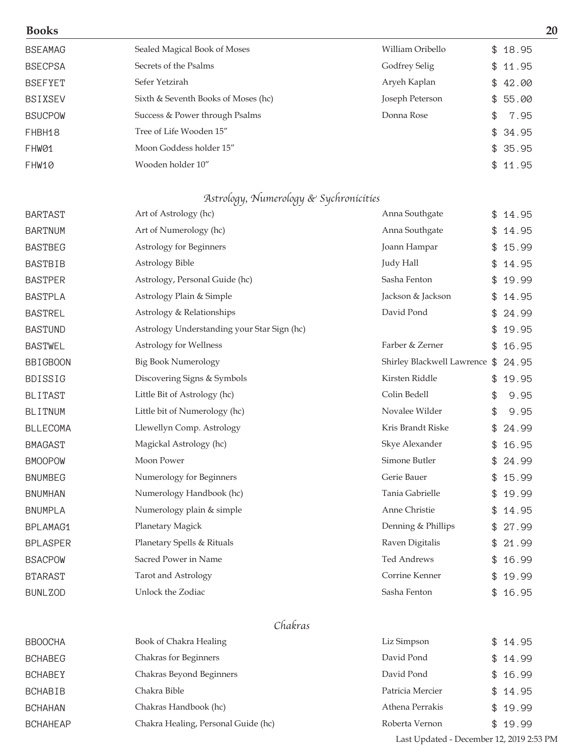| | | | |
|---|---|---|---|
| BSEAMAG | Sealed Magical Book of Moses | William Oribello | $ 18.95 |
| BSECPSA | Secrets of the Psalms | Godfrey Selig | $ 11.95 |
| BSEFYET | Sefer Yetzirah | Aryeh Kaplan | $ 42.00 |
| BSIXSEV | Sixth & Seventh Books of Moses (hc) | Joseph Peterson | $ 55.00 |
| BSUCPOW | Success & Power through Psalms | Donna Rose | $ 7.95 |
| FHBH18 | Tree of Life Wooden 15" | | $ 34.95 |
| FHW01 | Moon Goddess holder 15" | | $ 35.95 |
| FHW10 | Wooden holder 10" | | $ 11.95 |

### *Astrology, Numerology & Sychronicities*

| | | | |
|---|---|---|---|
| BARTAST | Art of Astrology (hc) | Anna Southgate | $ 14.95 |
| BARTNUM | Art of Numerology (hc) | Anna Southgate | $ 14.95 |
| BASTBEG | Astrology for Beginners | Joann Hampar | $ 15.99 |
| BASTBIB | Astrology Bible | Judy Hall | $ 14.95 |
| BASTPER | Astrology, Personal Guide (hc) | Sasha Fenton | $ 19.99 |
| BASTPLA | Astrology Plain & Simple | Jackson & Jackson | $ 14.95 |
| BASTREL | Astrology & Relationships | David Pond | $ 24.99 |
| BASTUND | Astrology Understanding your Star Sign (hc) | | $ 19.95 |
| BASTWEL | Astrology for Wellness | Farber & Zerner | $ 16.95 |
| BBIGBOON | Big Book Numerology | Shirley Blackwell Lawrence | $ 24.95 |
| BDISSIG | Discovering Signs & Symbols | Kirsten Riddle | $ 19.95 |
| BLITAST | Little Bit of Astrology (hc) | Colin Bedell | $ 9.95 |
| BLITNUM | Little bit of Numerology (hc) | Novalee Wilder | $ 9.95 |
| BLLECOMA | Llewellyn Comp. Astrology | Kris Brandt Riske | $ 24.99 |
| BMAGAST | Magickal Astrology (hc) | Skye Alexander | $ 16.95 |
| BMOOPOW | Moon Power | Simone Butler | $ 24.99 |
| BNUMBEG | Numerology for Beginners | Gerie Bauer | $ 15.99 |
| BNUMHAN | Numerology Handbook (hc) | Tania Gabrielle | $ 19.99 |
| BNUMPLA | Numerology plain & simple | Anne Christie | $ 14.95 |
| BPLAMAG1 | Planetary Magick | Denning & Phillips | $ 27.99 |
| BPLASPER | Planetary Spells & Rituals | Raven Digitalis | $ 21.99 |
| BSACPOW | Sacred Power in Name | Ted Andrews | $ 16.99 |
| BTARAST | Tarot and Astrology | Corrine Kenner | $ 19.99 |
| BUNLZOD | Unlock the Zodiac | Sasha Fenton | $ 16.95 |

### *Chakras*

| | | | |
|---|---|---|---|
| BBOOCHA | Book of Chakra Healing | Liz Simpson | $ 14.95 |
| BCHABEG | Chakras for Beginners | David Pond | $ 14.99 |
| BCHABEY | Chakras Beyond Beginners | David Pond | $ 16.99 |
| BCHABIB | Chakra Bible | Patricia Mercier | $ 14.95 |
| BCHAHAN | Chakras Handbook (hc) | Athena Perrakis | $ 19.99 |
| BCHAHEAP | Chakra Healing, Personal Guide (hc) | Roberta Vernon | $ 19.99 |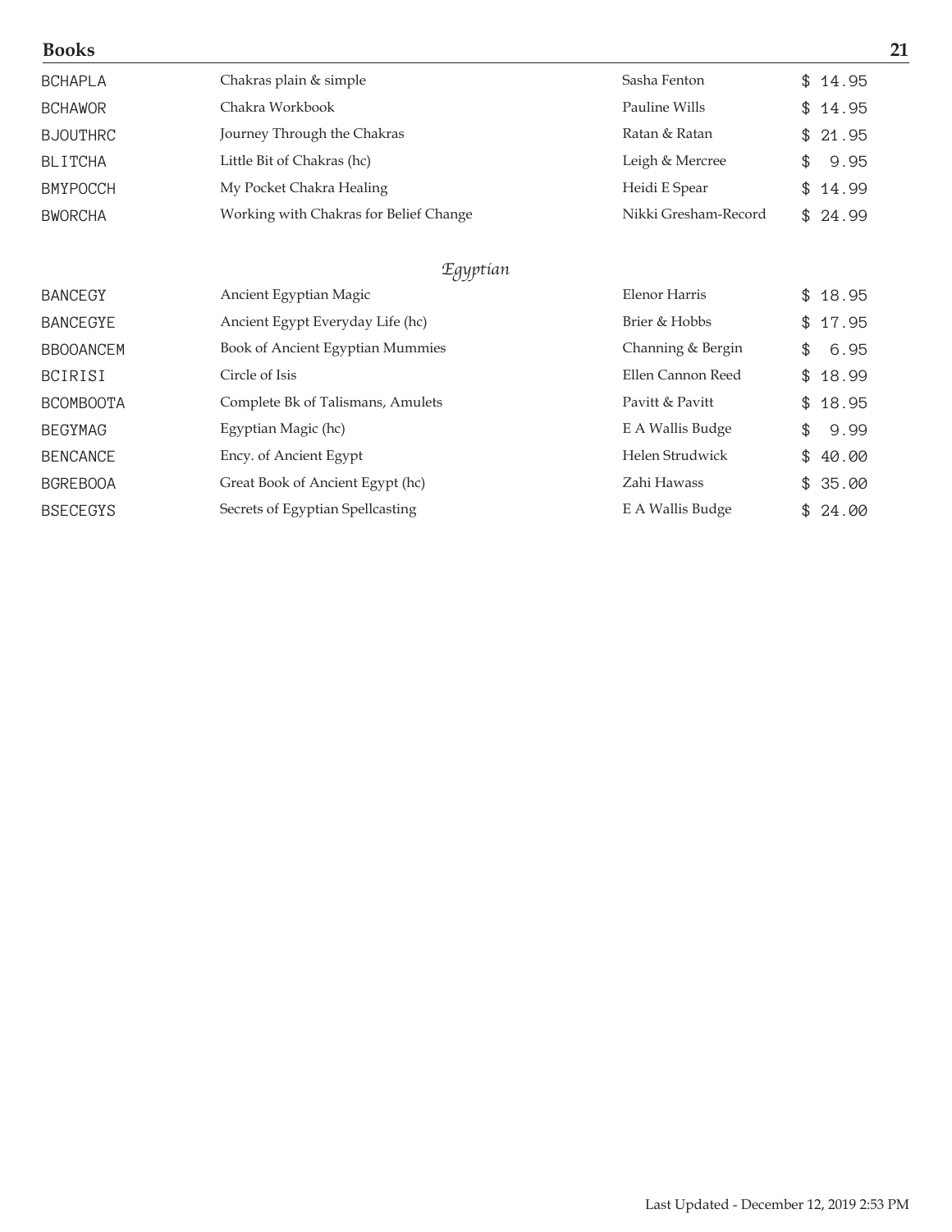| | | | |
|---|---|---|---|
| BCHAPLA | Chakras plain & simple | Sasha Fenton | $ 14.95 |
| BCHAWOR | Chakra Workbook | Pauline Wills | $ 14.95 |
| BJOUTHRC | Journey Through the Chakras | Ratan & Ratan | $ 21.95 |
| BLITCHA | Little Bit of Chakras (hc) | Leigh & Mercree | $ 9.95 |
| BMYPOCCH | My Pocket Chakra Healing | Heidi E Spear | $ 14.99 |
| BWORCHA | Working with Chakras for Belief Change | Nikki Gresham-Record | $ 24.99 |

*Egyptian*

| | | | |
|---|---|---|---|
| BANCEGY | Ancient Egyptian Magic | Elenor Harris | $ 18.95 |
| BANCEGYE | Ancient Egypt Everyday Life (hc) | Brier & Hobbs | $ 17.95 |
| BBOOANCEM | Book of Ancient Egyptian Mummies | Channing & Bergin | $ 6.95 |
| BCIRISI | Circle of Isis | Ellen Cannon Reed | $ 18.99 |
| BCOMBOOTA | Complete Bk of Talismans, Amulets | Pavitt & Pavitt | $ 18.95 |
| BEGYMAG | Egyptian Magic (hc) | E A Wallis Budge | $ 9.99 |
| BENCANCE | Ency. of Ancient Egypt | Helen Strudwick | $ 40.00 |
| BGREBOOA | Great Book of Ancient Egypt (hc) | Zahi Hawass | $ 35.00 |
| BSECEGYS | Secrets of Egyptian Spellcasting | E A Wallis Budge | $ 24.00 |

Last Updated - December 12, 2019 2:53 PM